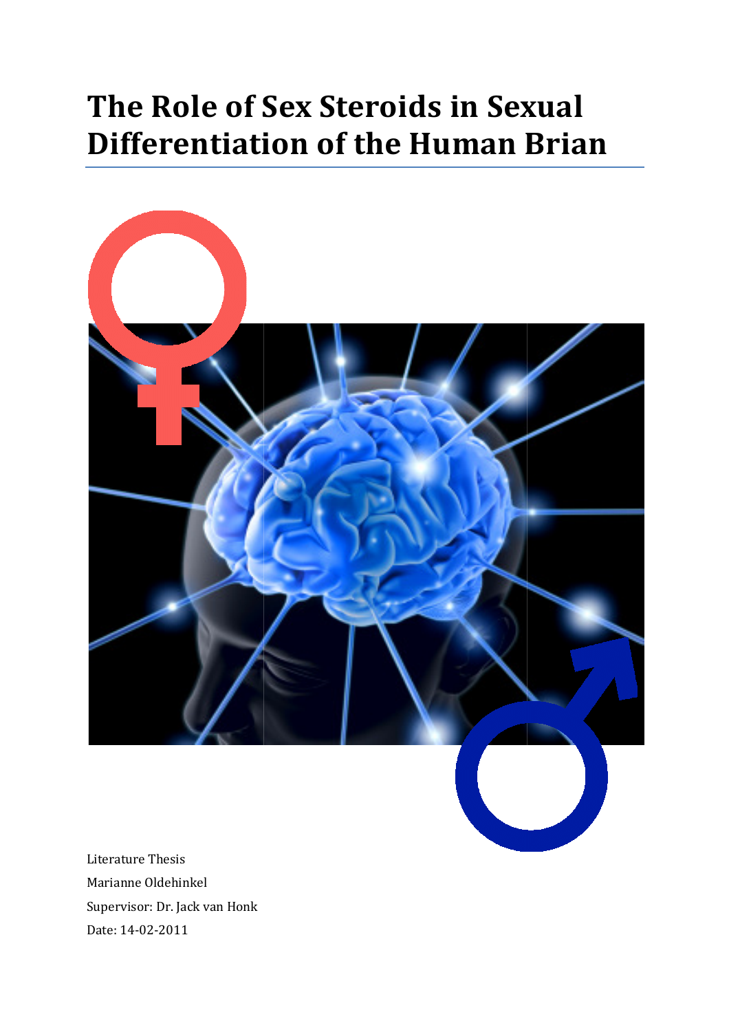# The Role of Sex Steroids in Sexual Differentiation of the Human Brian

Literature Thesis

Marianne Oldehinkel

Supervisor: Dr. Jack van Honk

Date: 14-02-2011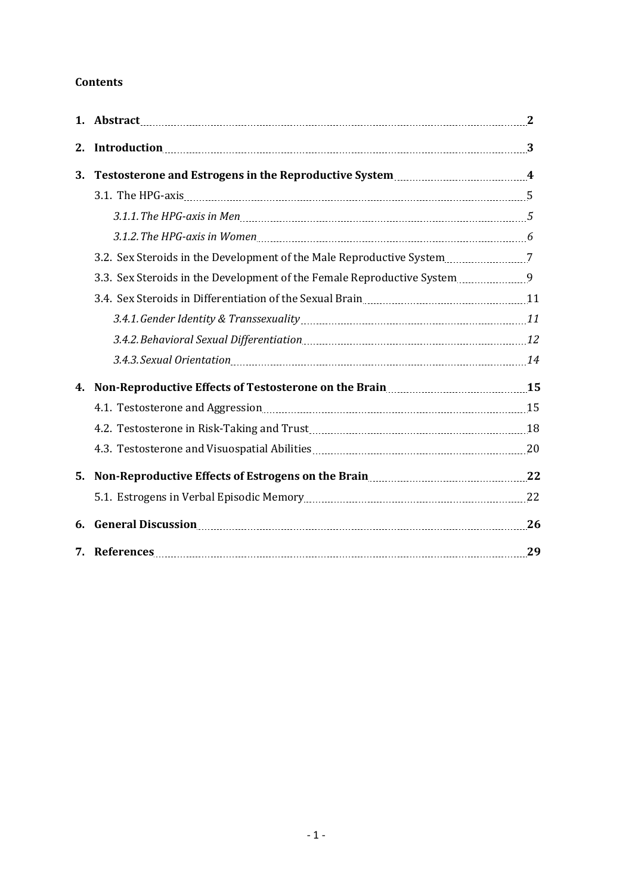**Contents**

1. **Abstract** 2
2. **Introduction** 3
3. **Testosterone and Estrogens in the Reproductive System** 4
   - 3.1. The HPG-axis 5
     - *3.1.1. The HPG-axis in Men* 5
     - *3.1.2. The HPG-axis in Women* 6
   - 3.2. Sex Steroids in the Development of the Male Reproductive System 7
   - 3.3. Sex Steroids in the Development of the Female Reproductive System 9
   - 3.4. Sex Steroids in Differentiation of the Sexual Brain 11
     - *3.4.1. Gender Identity & Transsexuality* 11
     - *3.4.2. Behavioral Sexual Differentiation* 12
     - *3.4.3. Sexual Orientation* 14
4. **Non-Reproductive Effects of Testosterone on the Brain** 15
   - 4.1. Testosterone and Aggression 15
   - 4.2. Testosterone in Risk-Taking and Trust 18
   - 4.3. Testosterone and Visuospatial Abilities 20
5. **Non-Reproductive Effects of Estrogens on the Brain** 22
   - 5.1. Estrogens in Verbal Episodic Memory 22
6. **General Discussion** 26
7. **References** 29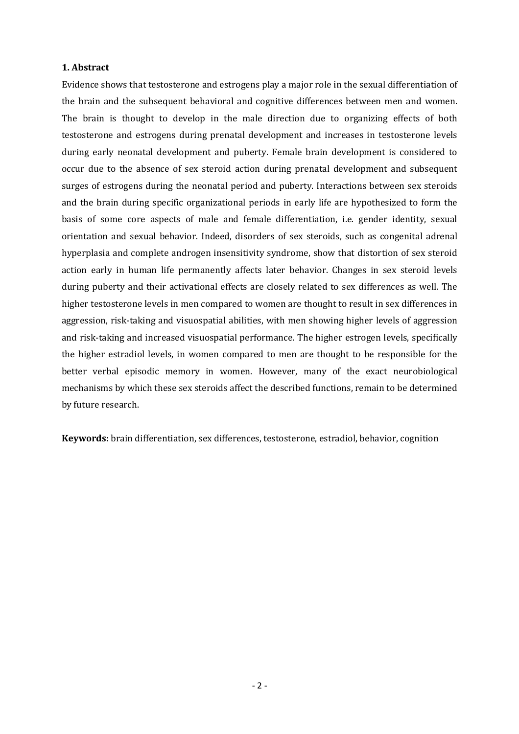**1. Abstract**

Evidence shows that testosterone and estrogens play a major role in the sexual differentiation of the brain and the subsequent behavioral and cognitive differences between men and women. The brain is thought to develop in the male direction due to organizing effects of both testosterone and estrogens during prenatal development and increases in testosterone levels during early neonatal development and puberty. Female brain development is considered to occur due to the absence of sex steroid action during prenatal development and subsequent surges of estrogens during the neonatal period and puberty. Interactions between sex steroids and the brain during specific organizational periods in early life are hypothesized to form the basis of some core aspects of male and female differentiation, i.e. gender identity, sexual orientation and sexual behavior. Indeed, disorders of sex steroids, such as congenital adrenal hyperplasia and complete androgen insensitivity syndrome, show that distortion of sex steroid action early in human life permanently affects later behavior. Changes in sex steroid levels during puberty and their activational effects are closely related to sex differences as well. The higher testosterone levels in men compared to women are thought to result in sex differences in aggression, risk-taking and visuospatial abilities, with men showing higher levels of aggression and risk-taking and increased visuospatial performance. The higher estrogen levels, specifically the higher estradiol levels, in women compared to men are thought to be responsible for the better verbal episodic memory in women. However, many of the exact neurobiological mechanisms by which these sex steroids affect the described functions, remain to be determined by future research.

**Keywords:** brain differentiation, sex differences, testosterone, estradiol, behavior, cognition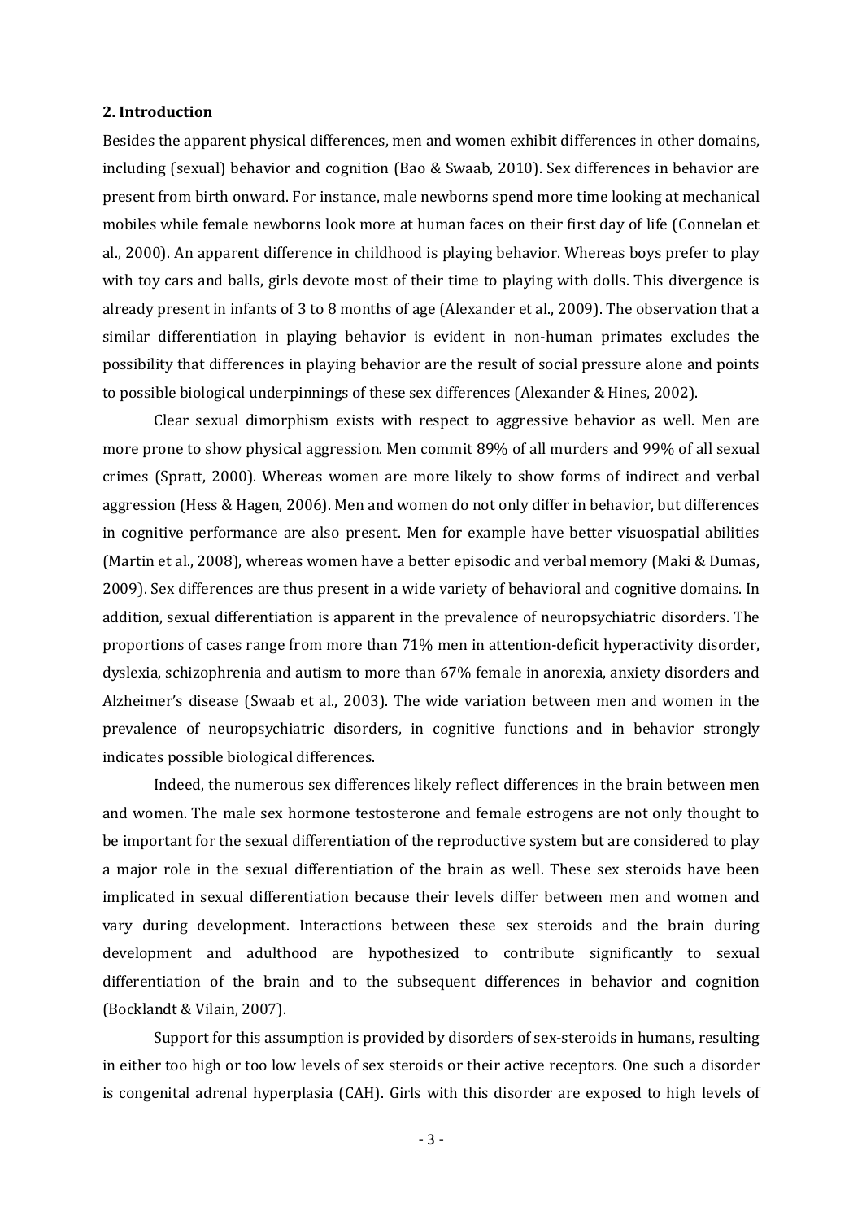## 2. Introduction

Besides the apparent physical differences, men and women exhibit differences in other domains, including (sexual) behavior and cognition (Bao & Swaab, 2010). Sex differences in behavior are present from birth onward. For instance, male newborns spend more time looking at mechanical mobiles while female newborns look more at human faces on their first day of life (Connelan et al., 2000). An apparent difference in childhood is playing behavior. Whereas boys prefer to play with toy cars and balls, girls devote most of their time to playing with dolls. This divergence is already present in infants of 3 to 8 months of age (Alexander et al., 2009). The observation that a similar differentiation in playing behavior is evident in non-human primates excludes the possibility that differences in playing behavior are the result of social pressure alone and points to possible biological underpinnings of these sex differences (Alexander & Hines, 2002).

Clear sexual dimorphism exists with respect to aggressive behavior as well. Men are more prone to show physical aggression. Men commit 89% of all murders and 99% of all sexual crimes (Spratt, 2000). Whereas women are more likely to show forms of indirect and verbal aggression (Hess & Hagen, 2006). Men and women do not only differ in behavior, but differences in cognitive performance are also present. Men for example have better visuospatial abilities (Martin et al., 2008), whereas women have a better episodic and verbal memory (Maki & Dumas, 2009). Sex differences are thus present in a wide variety of behavioral and cognitive domains. In addition, sexual differentiation is apparent in the prevalence of neuropsychiatric disorders. The proportions of cases range from more than 71% men in attention-deficit hyperactivity disorder, dyslexia, schizophrenia and autism to more than 67% female in anorexia, anxiety disorders and Alzheimer's disease (Swaab et al., 2003). The wide variation between men and women in the prevalence of neuropsychiatric disorders, in cognitive functions and in behavior strongly indicates possible biological differences.

Indeed, the numerous sex differences likely reflect differences in the brain between men and women. The male sex hormone testosterone and female estrogens are not only thought to be important for the sexual differentiation of the reproductive system but are considered to play a major role in the sexual differentiation of the brain as well. These sex steroids have been implicated in sexual differentiation because their levels differ between men and women and vary during development. Interactions between these sex steroids and the brain during development and adulthood are hypothesized to contribute significantly to sexual differentiation of the brain and to the subsequent differences in behavior and cognition (Bocklandt & Vilain, 2007).

Support for this assumption is provided by disorders of sex-steroids in humans, resulting in either too high or too low levels of sex steroids or their active receptors. One such a disorder is congenital adrenal hyperplasia (CAH). Girls with this disorder are exposed to high levels of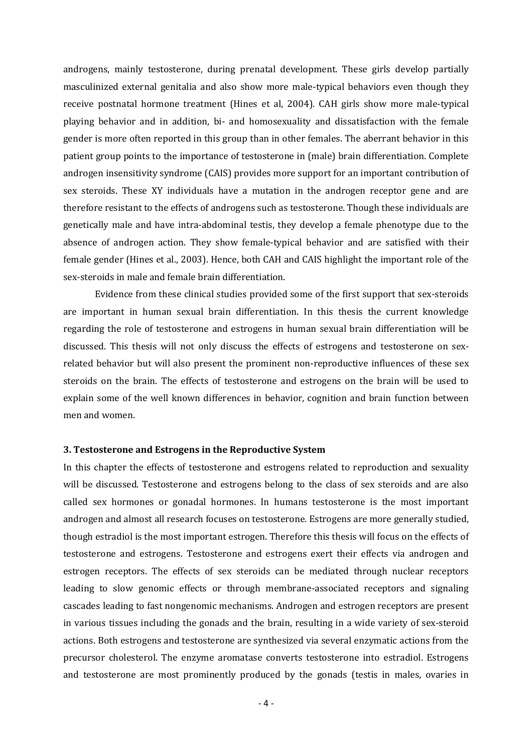androgens, mainly testosterone, during prenatal development. These girls develop partially masculinized external genitalia and also show more male-typical behaviors even though they receive postnatal hormone treatment (Hines et al, 2004). CAH girls show more male-typical playing behavior and in addition, bi- and homosexuality and dissatisfaction with the female gender is more often reported in this group than in other females. The aberrant behavior in this patient group points to the importance of testosterone in (male) brain differentiation. Complete androgen insensitivity syndrome (CAIS) provides more support for an important contribution of sex steroids. These XY individuals have a mutation in the androgen receptor gene and are therefore resistant to the effects of androgens such as testosterone. Though these individuals are genetically male and have intra-abdominal testis, they develop a female phenotype due to the absence of androgen action. They show female-typical behavior and are satisfied with their female gender (Hines et al., 2003). Hence, both CAH and CAIS highlight the important role of the sex-steroids in male and female brain differentiation.

Evidence from these clinical studies provided some of the first support that sex-steroids are important in human sexual brain differentiation. In this thesis the current knowledge regarding the role of testosterone and estrogens in human sexual brain differentiation will be discussed. This thesis will not only discuss the effects of estrogens and testosterone on sex-related behavior but will also present the prominent non-reproductive influences of these sex steroids on the brain. The effects of testosterone and estrogens on the brain will be used to explain some of the well known differences in behavior, cognition and brain function between men and women.

### 3. Testosterone and Estrogens in the Reproductive System

In this chapter the effects of testosterone and estrogens related to reproduction and sexuality will be discussed. Testosterone and estrogens belong to the class of sex steroids and are also called sex hormones or gonadal hormones. In humans testosterone is the most important androgen and almost all research focuses on testosterone. Estrogens are more generally studied, though estradiol is the most important estrogen. Therefore this thesis will focus on the effects of testosterone and estrogens. Testosterone and estrogens exert their effects via androgen and estrogen receptors. The effects of sex steroids can be mediated through nuclear receptors leading to slow genomic effects or through membrane-associated receptors and signaling cascades leading to fast nongenomic mechanisms. Androgen and estrogen receptors are present in various tissues including the gonads and the brain, resulting in a wide variety of sex-steroid actions. Both estrogens and testosterone are synthesized via several enzymatic actions from the precursor cholesterol. The enzyme aromatase converts testosterone into estradiol. Estrogens and testosterone are most prominently produced by the gonads (testis in males, ovaries in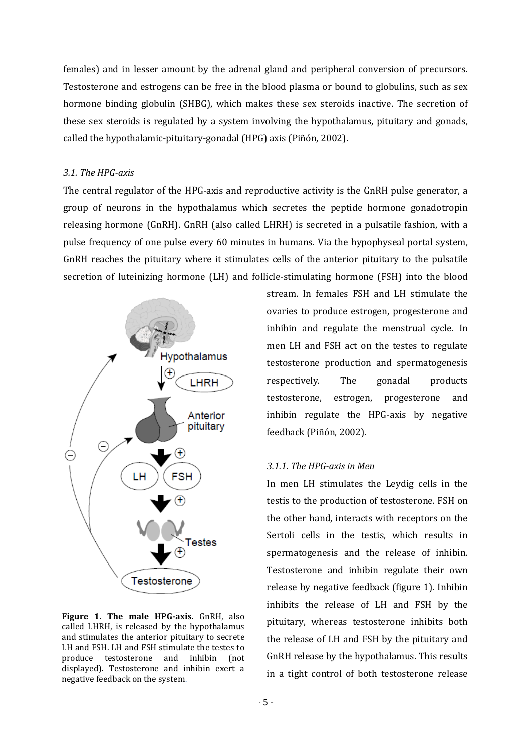females) and in lesser amount by the adrenal gland and peripheral conversion of precursors. Testosterone and estrogens can be free in the blood plasma or bound to globulins, such as sex hormone binding globulin (SHBG), which makes these sex steroids inactive. The secretion of these sex steroids is regulated by a system involving the hypothalamus, pituitary and gonads, called the hypothalamic-pituitary-gonadal (HPG) axis (Piñón, 2002).

### *3.1. The HPG-axis*

The central regulator of the HPG-axis and reproductive activity is the GnRH pulse generator, a group of neurons in the hypothalamus which secretes the peptide hormone gonadotropin releasing hormone (GnRH). GnRH (also called LHRH) is secreted in a pulsatile fashion, with a pulse frequency of one pulse every 60 minutes in humans. Via the hypophyseal portal system, GnRH reaches the pituitary where it stimulates cells of the anterior pituitary to the pulsatile secretion of luteinizing hormone (LH) and follicle-stimulating hormone (FSH) into the blood stream. In females FSH and LH stimulate the ovaries to produce estrogen, progesterone and inhibin and regulate the menstrual cycle. In men LH and FSH act on the testes to regulate testosterone production and spermatogenesis respectively. The gonadal products testosterone, estrogen, progesterone and inhibin regulate the HPG-axis by negative feedback (Piñón, 2002).

**Figure 1. The male HPG-axis.** GnRH, also called LHRH, is released by the hypothalamus and stimulates the anterior pituitary to secrete LH and FSH. LH and FSH stimulate the testes to produce testosterone and inhibin (not displayed). Testosterone and inhibin exert a negative feedback on the system.

#### *3.1.1. The HPG-axis in Men*

In men LH stimulates the Leydig cells in the testis to the production of testosterone. FSH on the other hand, interacts with receptors on the Sertoli cells in the testis, which results in spermatogenesis and the release of inhibin. Testosterone and inhibin regulate their own release by negative feedback (figure 1). Inhibin inhibits the release of LH and FSH by the pituitary, whereas testosterone inhibits both the release of LH and FSH by the pituitary and GnRH release by the hypothalamus. This results in a tight control of both testosterone release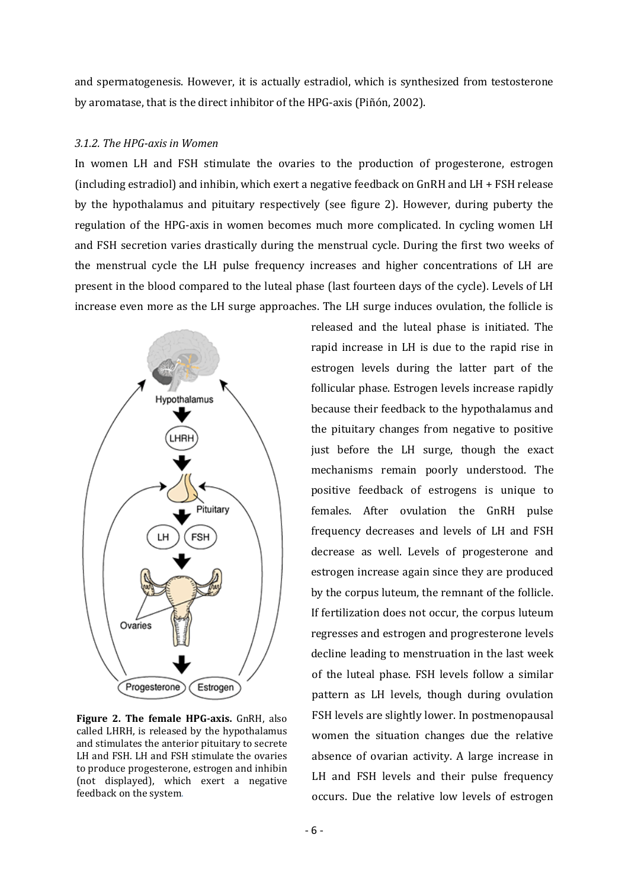and spermatogenesis. However, it is actually estradiol, which is synthesized from testosterone by aromatase, that is the direct inhibitor of the HPG-axis (Piñón, 2002).

### *3.1.2. The HPG-axis in Women*

In women LH and FSH stimulate the ovaries to the production of progesterone, estrogen (including estradiol) and inhibin, which exert a negative feedback on GnRH and LH + FSH release by the hypothalamus and pituitary respectively (see figure 2). However, during puberty the regulation of the HPG-axis in women becomes much more complicated. In cycling women LH and FSH secretion varies drastically during the menstrual cycle. During the first two weeks of the menstrual cycle the LH pulse frequency increases and higher concentrations of LH are present in the blood compared to the luteal phase (last fourteen days of the cycle). Levels of LH increase even more as the LH surge approaches. The LH surge induces ovulation, the follicle is released and the luteal phase is initiated. The rapid increase in LH is due to the rapid rise in estrogen levels during the latter part of the follicular phase. Estrogen levels increase rapidly because their feedback to the hypothalamus and the pituitary changes from negative to positive just before the LH surge, though the exact mechanisms remain poorly understood. The positive feedback of estrogens is unique to females. After ovulation the GnRH pulse frequency decreases and levels of LH and FSH decrease as well. Levels of progesterone and estrogen increase again since they are produced by the corpus luteum, the remnant of the follicle. If fertilization does not occur, the corpus luteum regresses and estrogen and progresterone levels decline leading to menstruation in the last week of the luteal phase. FSH levels follow a similar pattern as LH levels, though during ovulation FSH levels are slightly lower. In postmenopausal women the situation changes due the relative absence of ovarian activity. A large increase in LH and FSH levels and their pulse frequency occurs. Due the relative low levels of estrogen

**Figure 2. The female HPG-axis.** GnRH, also called LHRH, is released by the hypothalamus and stimulates the anterior pituitary to secrete LH and FSH. LH and FSH stimulate the ovaries to produce progesterone, estrogen and inhibin (not displayed), which exert a negative feedback on the system.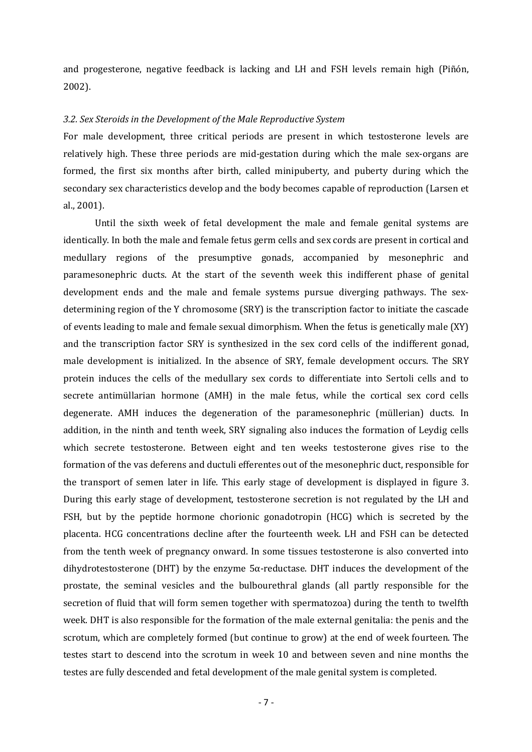and progesterone, negative feedback is lacking and LH and FSH levels remain high (Piñón, 2002).

### *3.2. Sex Steroids in the Development of the Male Reproductive System*

For male development, three critical periods are present in which testosterone levels are relatively high. These three periods are mid-gestation during which the male sex-organs are formed, the first six months after birth, called minipuberty, and puberty during which the secondary sex characteristics develop and the body becomes capable of reproduction (Larsen et al., 2001).

Until the sixth week of fetal development the male and female genital systems are identically. In both the male and female fetus germ cells and sex cords are present in cortical and medullary regions of the presumptive gonads, accompanied by mesonephric and paramesonephric ducts. At the start of the seventh week this indifferent phase of genital development ends and the male and female systems pursue diverging pathways. The sex-determining region of the Y chromosome (SRY) is the transcription factor to initiate the cascade of events leading to male and female sexual dimorphism. When the fetus is genetically male (XY) and the transcription factor SRY is synthesized in the sex cord cells of the indifferent gonad, male development is initialized. In the absence of SRY, female development occurs. The SRY protein induces the cells of the medullary sex cords to differentiate into Sertoli cells and to secrete antimüllarian hormone (AMH) in the male fetus, while the cortical sex cord cells degenerate. AMH induces the degeneration of the paramesonephric (müllerian) ducts. In addition, in the ninth and tenth week, SRY signaling also induces the formation of Leydig cells which secrete testosterone. Between eight and ten weeks testosterone gives rise to the formation of the vas deferens and ductuli efferentes out of the mesonephric duct, responsible for the transport of semen later in life. This early stage of development is displayed in figure 3. During this early stage of development, testosterone secretion is not regulated by the LH and FSH, but by the peptide hormone chorionic gonadotropin (HCG) which is secreted by the placenta. HCG concentrations decline after the fourteenth week. LH and FSH can be detected from the tenth week of pregnancy onward. In some tissues testosterone is also converted into dihydrotestosterone (DHT) by the enzyme 5α-reductase. DHT induces the development of the prostate, the seminal vesicles and the bulbourethral glands (all partly responsible for the secretion of fluid that will form semen together with spermatozoa) during the tenth to twelfth week. DHT is also responsible for the formation of the male external genitalia: the penis and the scrotum, which are completely formed (but continue to grow) at the end of week fourteen. The testes start to descend into the scrotum in week 10 and between seven and nine months the testes are fully descended and fetal development of the male genital system is completed.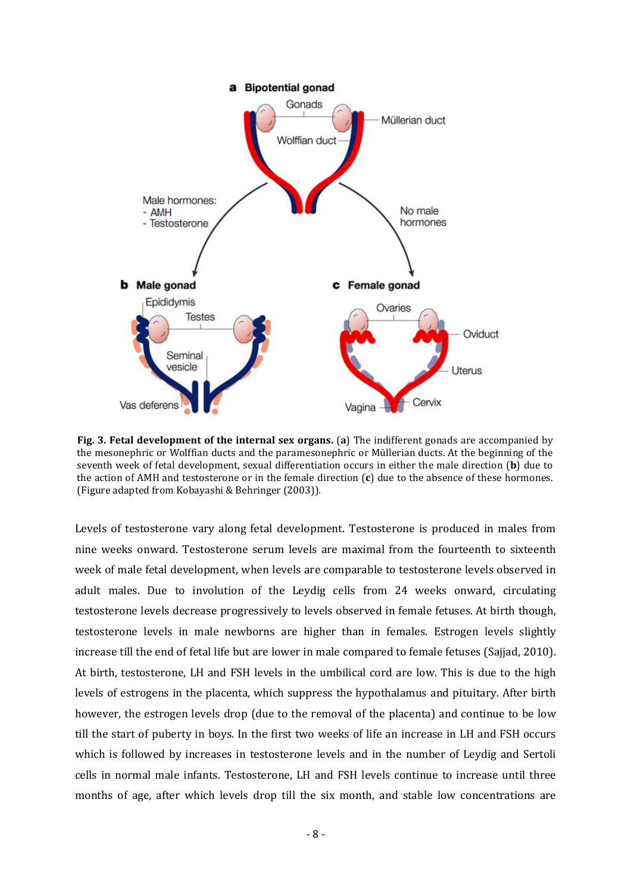**Fig. 3. Fetal development of the internal sex organs.** (**a**) The indifferent gonads are accompanied by the mesonephric or Wolffian ducts and the paramesonephric or Müllerian ducts. At the beginning of the seventh week of fetal development, sexual differentiation occurs in either the male direction (**b**) due to the action of AMH and testosterone or in the female direction (**c**) due to the absence of these hormones. (Figure adapted from Kobayashi & Behringer (2003)).

Levels of testosterone vary along fetal development. Testosterone is produced in males from nine weeks onward. Testosterone serum levels are maximal from the fourteenth to sixteenth week of male fetal development, when levels are comparable to testosterone levels observed in adult males. Due to involution of the Leydig cells from 24 weeks onward, circulating testosterone levels decrease progressively to levels observed in female fetuses. At birth though, testosterone levels in male newborns are higher than in females. Estrogen levels slightly increase till the end of fetal life but are lower in male compared to female fetuses (Sajjad, 2010). At birth, testosterone, LH and FSH levels in the umbilical cord are low. This is due to the high levels of estrogens in the placenta, which suppress the hypothalamus and pituitary. After birth however, the estrogen levels drop (due to the removal of the placenta) and continue to be low till the start of puberty in boys. In the first two weeks of life an increase in LH and FSH occurs which is followed by increases in testosterone levels and in the number of Leydig and Sertoli cells in normal male infants. Testosterone, LH and FSH levels continue to increase until three months of age, after which levels drop till the six month, and stable low concentrations are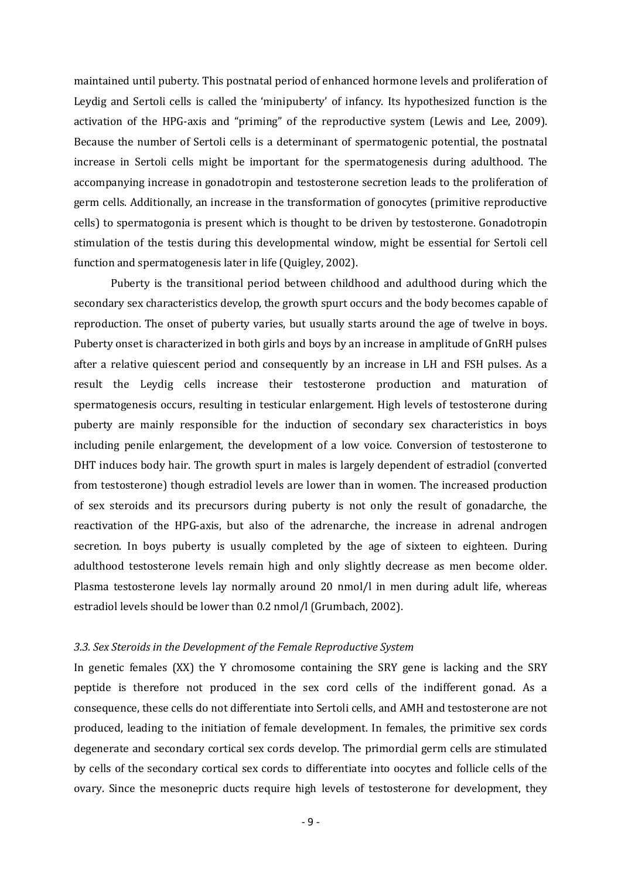maintained until puberty. This postnatal period of enhanced hormone levels and proliferation of Leydig and Sertoli cells is called the 'minipuberty' of infancy. Its hypothesized function is the activation of the HPG-axis and "priming" of the reproductive system (Lewis and Lee, 2009). Because the number of Sertoli cells is a determinant of spermatogenic potential, the postnatal increase in Sertoli cells might be important for the spermatogenesis during adulthood. The accompanying increase in gonadotropin and testosterone secretion leads to the proliferation of germ cells. Additionally, an increase in the transformation of gonocytes (primitive reproductive cells) to spermatogonia is present which is thought to be driven by testosterone. Gonadotropin stimulation of the testis during this developmental window, might be essential for Sertoli cell function and spermatogenesis later in life (Quigley, 2002).

Puberty is the transitional period between childhood and adulthood during which the secondary sex characteristics develop, the growth spurt occurs and the body becomes capable of reproduction. The onset of puberty varies, but usually starts around the age of twelve in boys. Puberty onset is characterized in both girls and boys by an increase in amplitude of GnRH pulses after a relative quiescent period and consequently by an increase in LH and FSH pulses. As a result the Leydig cells increase their testosterone production and maturation of spermatogenesis occurs, resulting in testicular enlargement. High levels of testosterone during puberty are mainly responsible for the induction of secondary sex characteristics in boys including penile enlargement, the development of a low voice. Conversion of testosterone to DHT induces body hair. The growth spurt in males is largely dependent of estradiol (converted from testosterone) though estradiol levels are lower than in women. The increased production of sex steroids and its precursors during puberty is not only the result of gonadarche, the reactivation of the HPG-axis, but also of the adrenarche, the increase in adrenal androgen secretion. In boys puberty is usually completed by the age of sixteen to eighteen. During adulthood testosterone levels remain high and only slightly decrease as men become older. Plasma testosterone levels lay normally around 20 nmol/l in men during adult life, whereas estradiol levels should be lower than 0.2 nmol/l (Grumbach, 2002).

### *3.3. Sex Steroids in the Development of the Female Reproductive System*

In genetic females (XX) the Y chromosome containing the SRY gene is lacking and the SRY peptide is therefore not produced in the sex cord cells of the indifferent gonad. As a consequence, these cells do not differentiate into Sertoli cells, and AMH and testosterone are not produced, leading to the initiation of female development. In females, the primitive sex cords degenerate and secondary cortical sex cords develop. The primordial germ cells are stimulated by cells of the secondary cortical sex cords to differentiate into oocytes and follicle cells of the ovary. Since the mesonepric ducts require high levels of testosterone for development, they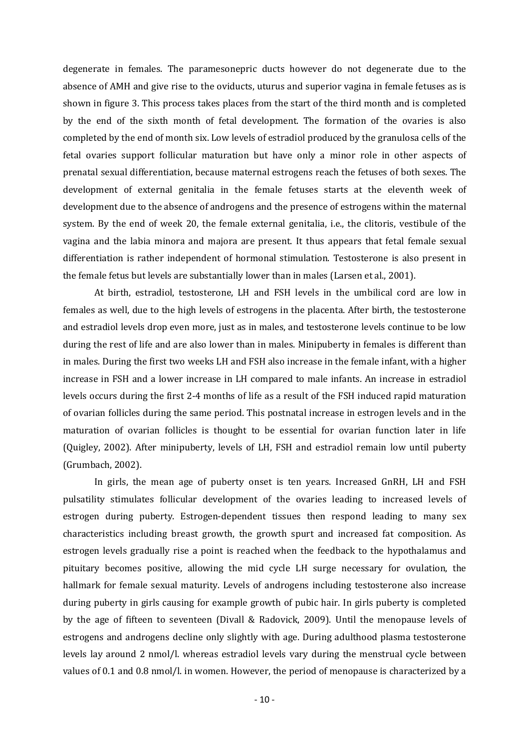degenerate in females. The paramesonepric ducts however do not degenerate due to the absence of AMH and give rise to the oviducts, uturus and superior vagina in female fetuses as is shown in figure 3. This process takes places from the start of the third month and is completed by the end of the sixth month of fetal development. The formation of the ovaries is also completed by the end of month six. Low levels of estradiol produced by the granulosa cells of the fetal ovaries support follicular maturation but have only a minor role in other aspects of prenatal sexual differentiation, because maternal estrogens reach the fetuses of both sexes. The development of external genitalia in the female fetuses starts at the eleventh week of development due to the absence of androgens and the presence of estrogens within the maternal system. By the end of week 20, the female external genitalia, i.e., the clitoris, vestibule of the vagina and the labia minora and majora are present. It thus appears that fetal female sexual differentiation is rather independent of hormonal stimulation. Testosterone is also present in the female fetus but levels are substantially lower than in males (Larsen et al., 2001).

At birth, estradiol, testosterone, LH and FSH levels in the umbilical cord are low in females as well, due to the high levels of estrogens in the placenta. After birth, the testosterone and estradiol levels drop even more, just as in males, and testosterone levels continue to be low during the rest of life and are also lower than in males. Minipuberty in females is different than in males. During the first two weeks LH and FSH also increase in the female infant, with a higher increase in FSH and a lower increase in LH compared to male infants. An increase in estradiol levels occurs during the first 2-4 months of life as a result of the FSH induced rapid maturation of ovarian follicles during the same period. This postnatal increase in estrogen levels and in the maturation of ovarian follicles is thought to be essential for ovarian function later in life (Quigley, 2002). After minipuberty, levels of LH, FSH and estradiol remain low until puberty (Grumbach, 2002).

In girls, the mean age of puberty onset is ten years. Increased GnRH, LH and FSH pulsatility stimulates follicular development of the ovaries leading to increased levels of estrogen during puberty. Estrogen-dependent tissues then respond leading to many sex characteristics including breast growth, the growth spurt and increased fat composition. As estrogen levels gradually rise a point is reached when the feedback to the hypothalamus and pituitary becomes positive, allowing the mid cycle LH surge necessary for ovulation, the hallmark for female sexual maturity. Levels of androgens including testosterone also increase during puberty in girls causing for example growth of pubic hair. In girls puberty is completed by the age of fifteen to seventeen (Divall & Radovick, 2009). Until the menopause levels of estrogens and androgens decline only slightly with age. During adulthood plasma testosterone levels lay around 2 nmol/l. whereas estradiol levels vary during the menstrual cycle between values of 0.1 and 0.8 nmol/l. in women. However, the period of menopause is characterized by a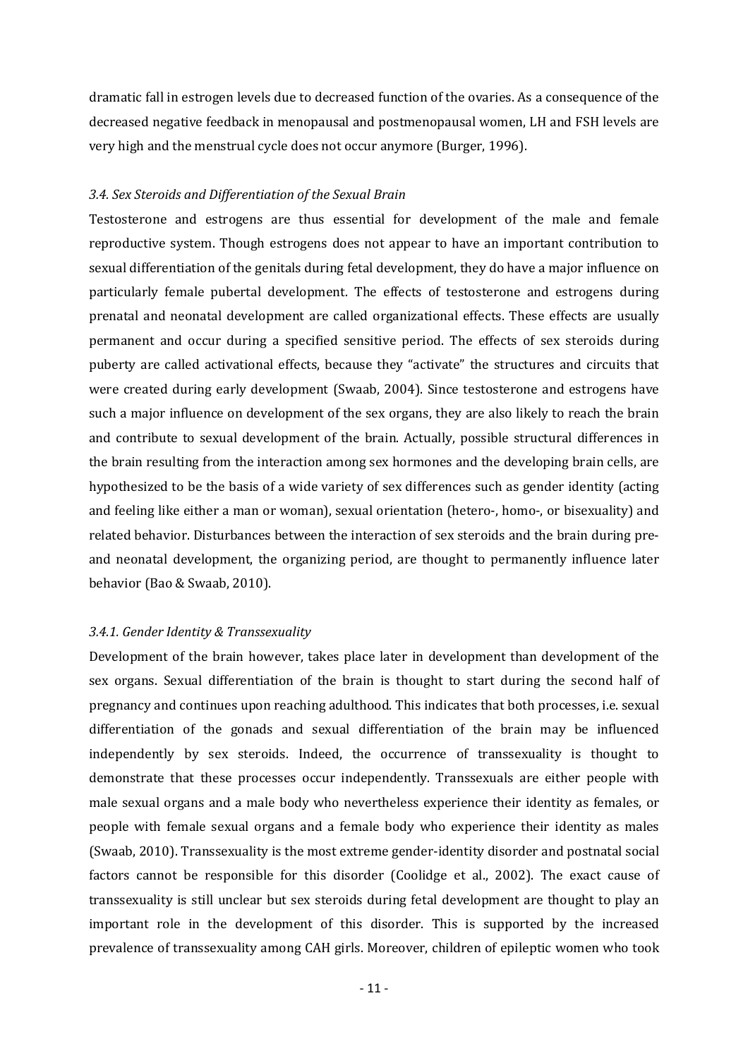dramatic fall in estrogen levels due to decreased function of the ovaries. As a consequence of the decreased negative feedback in menopausal and postmenopausal women, LH and FSH levels are very high and the menstrual cycle does not occur anymore (Burger, 1996).

### *3.4. Sex Steroids and Differentiation of the Sexual Brain*

Testosterone and estrogens are thus essential for development of the male and female reproductive system. Though estrogens does not appear to have an important contribution to sexual differentiation of the genitals during fetal development, they do have a major influence on particularly female pubertal development. The effects of testosterone and estrogens during prenatal and neonatal development are called organizational effects. These effects are usually permanent and occur during a specified sensitive period. The effects of sex steroids during puberty are called activational effects, because they "activate" the structures and circuits that were created during early development (Swaab, 2004). Since testosterone and estrogens have such a major influence on development of the sex organs, they are also likely to reach the brain and contribute to sexual development of the brain. Actually, possible structural differences in the brain resulting from the interaction among sex hormones and the developing brain cells, are hypothesized to be the basis of a wide variety of sex differences such as gender identity (acting and feeling like either a man or woman), sexual orientation (hetero-, homo-, or bisexuality) and related behavior. Disturbances between the interaction of sex steroids and the brain during pre- and neonatal development, the organizing period, are thought to permanently influence later behavior (Bao & Swaab, 2010).

#### *3.4.1. Gender Identity & Transsexuality*

Development of the brain however, takes place later in development than development of the sex organs. Sexual differentiation of the brain is thought to start during the second half of pregnancy and continues upon reaching adulthood. This indicates that both processes, i.e. sexual differentiation of the gonads and sexual differentiation of the brain may be influenced independently by sex steroids. Indeed, the occurrence of transsexuality is thought to demonstrate that these processes occur independently. Transsexuals are either people with male sexual organs and a male body who nevertheless experience their identity as females, or people with female sexual organs and a female body who experience their identity as males (Swaab, 2010). Transsexuality is the most extreme gender-identity disorder and postnatal social factors cannot be responsible for this disorder (Coolidge et al., 2002). The exact cause of transsexuality is still unclear but sex steroids during fetal development are thought to play an important role in the development of this disorder. This is supported by the increased prevalence of transsexuality among CAH girls. Moreover, children of epileptic women who took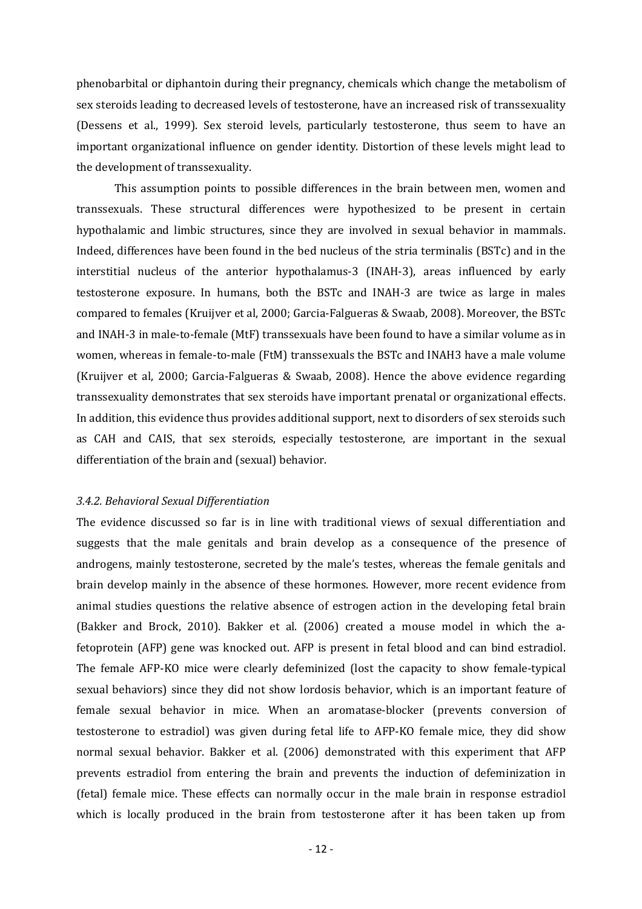phenobarbital or diphantoin during their pregnancy, chemicals which change the metabolism of sex steroids leading to decreased levels of testosterone, have an increased risk of transsexuality (Dessens et al., 1999). Sex steroid levels, particularly testosterone, thus seem to have an important organizational influence on gender identity. Distortion of these levels might lead to the development of transsexuality.

This assumption points to possible differences in the brain between men, women and transsexuals. These structural differences were hypothesized to be present in certain hypothalamic and limbic structures, since they are involved in sexual behavior in mammals. Indeed, differences have been found in the bed nucleus of the stria terminalis (BSTc) and in the interstitial nucleus of the anterior hypothalamus-3 (INAH-3), areas influenced by early testosterone exposure. In humans, both the BSTc and INAH-3 are twice as large in males compared to females (Kruijver et al, 2000; Garcia-Falgueras & Swaab, 2008). Moreover, the BSTc and INAH-3 in male-to-female (MtF) transsexuals have been found to have a similar volume as in women, whereas in female-to-male (FtM) transsexuals the BSTc and INAH3 have a male volume (Kruijver et al, 2000; Garcia-Falgueras & Swaab, 2008). Hence the above evidence regarding transsexuality demonstrates that sex steroids have important prenatal or organizational effects. In addition, this evidence thus provides additional support, next to disorders of sex steroids such as CAH and CAIS, that sex steroids, especially testosterone, are important in the sexual differentiation of the brain and (sexual) behavior.

### *3.4.2. Behavioral Sexual Differentiation*

The evidence discussed so far is in line with traditional views of sexual differentiation and suggests that the male genitals and brain develop as a consequence of the presence of androgens, mainly testosterone, secreted by the male's testes, whereas the female genitals and brain develop mainly in the absence of these hormones. However, more recent evidence from animal studies questions the relative absence of estrogen action in the developing fetal brain (Bakker and Brock, 2010). Bakker et al. (2006) created a mouse model in which the a-fetoprotein (AFP) gene was knocked out. AFP is present in fetal blood and can bind estradiol. The female AFP-KO mice were clearly defeminized (lost the capacity to show female-typical sexual behaviors) since they did not show lordosis behavior, which is an important feature of female sexual behavior in mice. When an aromatase-blocker (prevents conversion of testosterone to estradiol) was given during fetal life to AFP-KO female mice, they did show normal sexual behavior. Bakker et al. (2006) demonstrated with this experiment that AFP prevents estradiol from entering the brain and prevents the induction of defeminization in (fetal) female mice. These effects can normally occur in the male brain in response estradiol which is locally produced in the brain from testosterone after it has been taken up from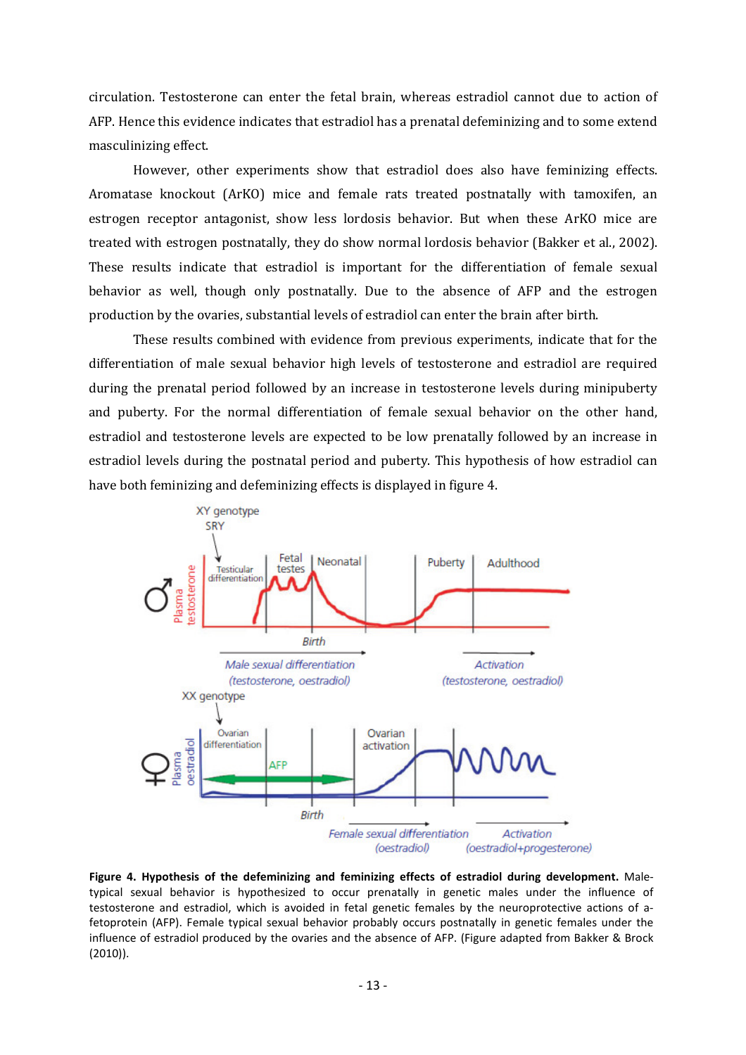circulation. Testosterone can enter the fetal brain, whereas estradiol cannot due to action of AFP. Hence this evidence indicates that estradiol has a prenatal defeminizing and to some extend masculinizing effect.

However, other experiments show that estradiol does also have feminizing effects. Aromatase knockout (ArKO) mice and female rats treated postnatally with tamoxifen, an estrogen receptor antagonist, show less lordosis behavior. But when these ArKO mice are treated with estrogen postnatally, they do show normal lordosis behavior (Bakker et al., 2002). These results indicate that estradiol is important for the differentiation of female sexual behavior as well, though only postnatally. Due to the absence of AFP and the estrogen production by the ovaries, substantial levels of estradiol can enter the brain after birth.

These results combined with evidence from previous experiments, indicate that for the differentiation of male sexual behavior high levels of testosterone and estradiol are required during the prenatal period followed by an increase in testosterone levels during minipuberty and puberty. For the normal differentiation of female sexual behavior on the other hand, estradiol and testosterone levels are expected to be low prenatally followed by an increase in estradiol levels during the postnatal period and puberty. This hypothesis of how estradiol can have both feminizing and defeminizing effects is displayed in figure 4.

**Figure 4. Hypothesis of the defeminizing and feminizing effects of estradiol during development.** Male-typical sexual behavior is hypothesized to occur prenatally in genetic males under the influence of testosterone and estradiol, which is avoided in fetal genetic females by the neuroprotective actions of a-fetoprotein (AFP). Female typical sexual behavior probably occurs postnatally in genetic females under the influence of estradiol produced by the ovaries and the absence of AFP. (Figure adapted from Bakker & Brock (2010)).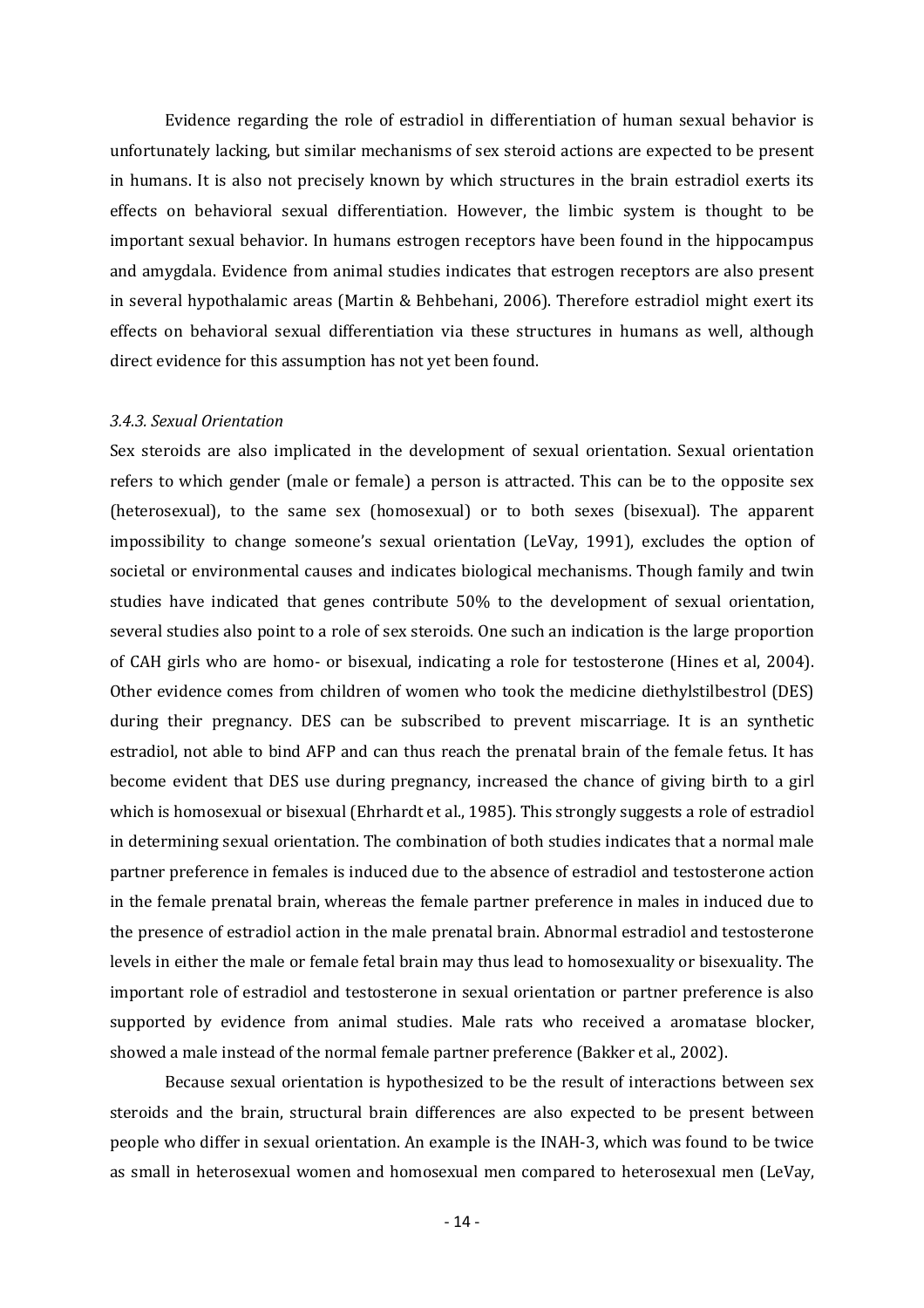Evidence regarding the role of estradiol in differentiation of human sexual behavior is unfortunately lacking, but similar mechanisms of sex steroid actions are expected to be present in humans. It is also not precisely known by which structures in the brain estradiol exerts its effects on behavioral sexual differentiation. However, the limbic system is thought to be important sexual behavior. In humans estrogen receptors have been found in the hippocampus and amygdala. Evidence from animal studies indicates that estrogen receptors are also present in several hypothalamic areas (Martin & Behbehani, 2006). Therefore estradiol might exert its effects on behavioral sexual differentiation via these structures in humans as well, although direct evidence for this assumption has not yet been found.

### *3.4.3. Sexual Orientation*

Sex steroids are also implicated in the development of sexual orientation. Sexual orientation refers to which gender (male or female) a person is attracted. This can be to the opposite sex (heterosexual), to the same sex (homosexual) or to both sexes (bisexual). The apparent impossibility to change someone's sexual orientation (LeVay, 1991), excludes the option of societal or environmental causes and indicates biological mechanisms. Though family and twin studies have indicated that genes contribute 50% to the development of sexual orientation, several studies also point to a role of sex steroids. One such an indication is the large proportion of CAH girls who are homo- or bisexual, indicating a role for testosterone (Hines et al, 2004). Other evidence comes from children of women who took the medicine diethylstilbestrol (DES) during their pregnancy. DES can be subscribed to prevent miscarriage. It is an synthetic estradiol, not able to bind AFP and can thus reach the prenatal brain of the female fetus. It has become evident that DES use during pregnancy, increased the chance of giving birth to a girl which is homosexual or bisexual (Ehrhardt et al., 1985). This strongly suggests a role of estradiol in determining sexual orientation. The combination of both studies indicates that a normal male partner preference in females is induced due to the absence of estradiol and testosterone action in the female prenatal brain, whereas the female partner preference in males in induced due to the presence of estradiol action in the male prenatal brain. Abnormal estradiol and testosterone levels in either the male or female fetal brain may thus lead to homosexuality or bisexuality. The important role of estradiol and testosterone in sexual orientation or partner preference is also supported by evidence from animal studies. Male rats who received a aromatase blocker, showed a male instead of the normal female partner preference (Bakker et al., 2002).

Because sexual orientation is hypothesized to be the result of interactions between sex steroids and the brain, structural brain differences are also expected to be present between people who differ in sexual orientation. An example is the INAH-3, which was found to be twice as small in heterosexual women and homosexual men compared to heterosexual men (LeVay,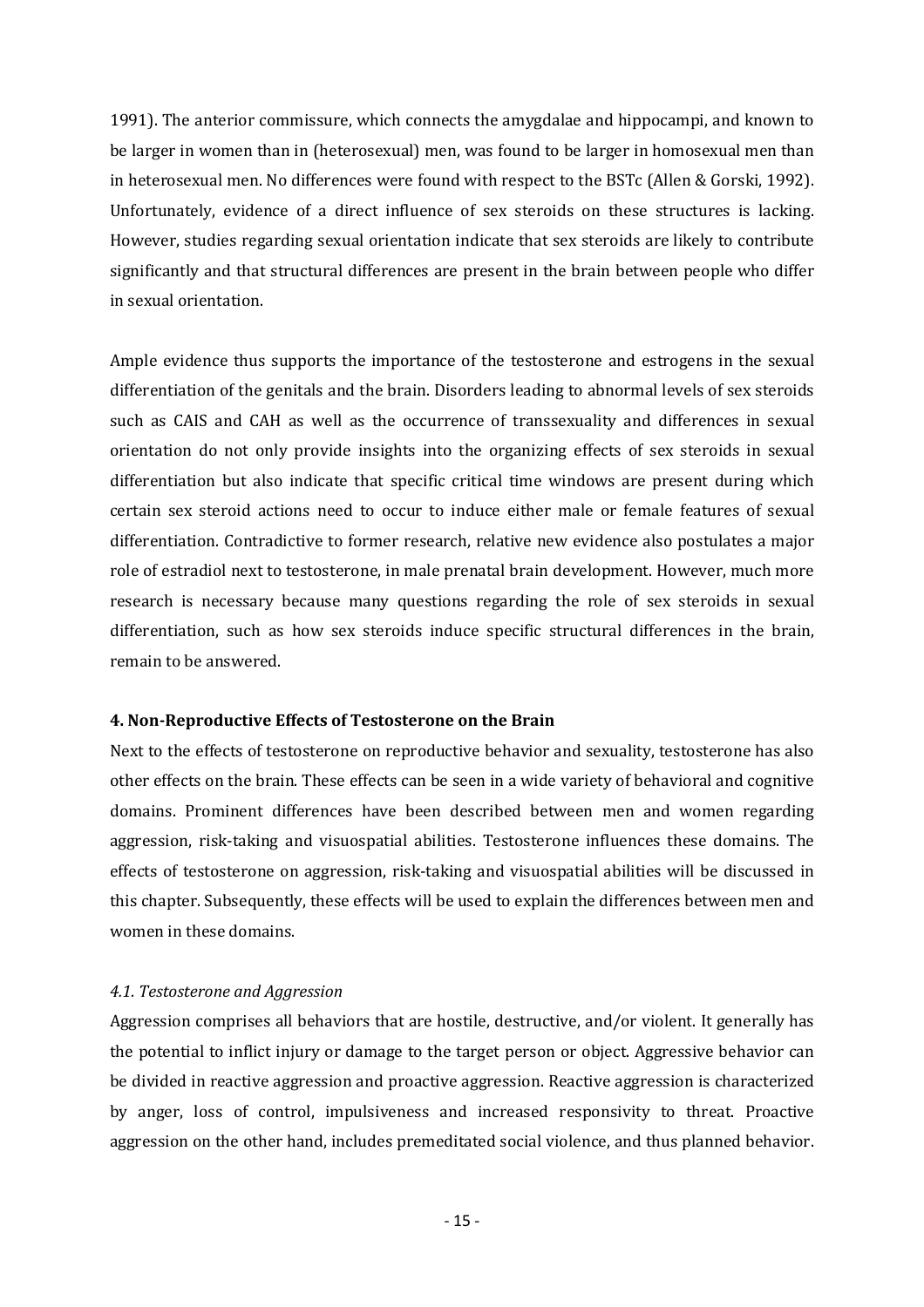1991). The anterior commissure, which connects the amygdalae and hippocampi, and known to be larger in women than in (heterosexual) men, was found to be larger in homosexual men than in heterosexual men. No differences were found with respect to the BSTc (Allen & Gorski, 1992). Unfortunately, evidence of a direct influence of sex steroids on these structures is lacking. However, studies regarding sexual orientation indicate that sex steroids are likely to contribute significantly and that structural differences are present in the brain between people who differ in sexual orientation.

Ample evidence thus supports the importance of the testosterone and estrogens in the sexual differentiation of the genitals and the brain. Disorders leading to abnormal levels of sex steroids such as CAIS and CAH as well as the occurrence of transsexuality and differences in sexual orientation do not only provide insights into the organizing effects of sex steroids in sexual differentiation but also indicate that specific critical time windows are present during which certain sex steroid actions need to occur to induce either male or female features of sexual differentiation. Contradictive to former research, relative new evidence also postulates a major role of estradiol next to testosterone, in male prenatal brain development. However, much more research is necessary because many questions regarding the role of sex steroids in sexual differentiation, such as how sex steroids induce specific structural differences in the brain, remain to be answered.

## 4. Non-Reproductive Effects of Testosterone on the Brain

Next to the effects of testosterone on reproductive behavior and sexuality, testosterone has also other effects on the brain. These effects can be seen in a wide variety of behavioral and cognitive domains. Prominent differences have been described between men and women regarding aggression, risk-taking and visuospatial abilities. Testosterone influences these domains. The effects of testosterone on aggression, risk-taking and visuospatial abilities will be discussed in this chapter. Subsequently, these effects will be used to explain the differences between men and women in these domains.

### *4.1. Testosterone and Aggression*

Aggression comprises all behaviors that are hostile, destructive, and/or violent. It generally has the potential to inflict injury or damage to the target person or object. Aggressive behavior can be divided in reactive aggression and proactive aggression. Reactive aggression is characterized by anger, loss of control, impulsiveness and increased responsivity to threat. Proactive aggression on the other hand, includes premeditated social violence, and thus planned behavior.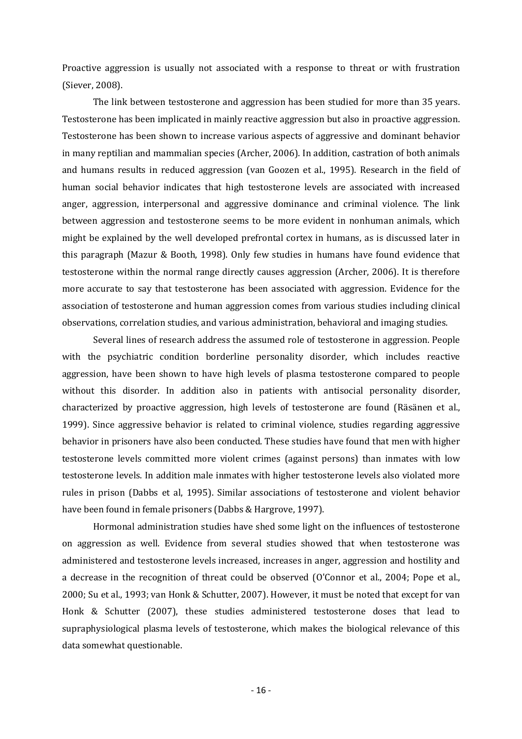Proactive aggression is usually not associated with a response to threat or with frustration (Siever, 2008).

The link between testosterone and aggression has been studied for more than 35 years. Testosterone has been implicated in mainly reactive aggression but also in proactive aggression. Testosterone has been shown to increase various aspects of aggressive and dominant behavior in many reptilian and mammalian species (Archer, 2006). In addition, castration of both animals and humans results in reduced aggression (van Goozen et al., 1995). Research in the field of human social behavior indicates that high testosterone levels are associated with increased anger, aggression, interpersonal and aggressive dominance and criminal violence. The link between aggression and testosterone seems to be more evident in nonhuman animals, which might be explained by the well developed prefrontal cortex in humans, as is discussed later in this paragraph (Mazur & Booth, 1998). Only few studies in humans have found evidence that testosterone within the normal range directly causes aggression (Archer, 2006). It is therefore more accurate to say that testosterone has been associated with aggression. Evidence for the association of testosterone and human aggression comes from various studies including clinical observations, correlation studies, and various administration, behavioral and imaging studies.

Several lines of research address the assumed role of testosterone in aggression. People with the psychiatric condition borderline personality disorder, which includes reactive aggression, have been shown to have high levels of plasma testosterone compared to people without this disorder. In addition also in patients with antisocial personality disorder, characterized by proactive aggression, high levels of testosterone are found (Räsänen et al., 1999). Since aggressive behavior is related to criminal violence, studies regarding aggressive behavior in prisoners have also been conducted. These studies have found that men with higher testosterone levels committed more violent crimes (against persons) than inmates with low testosterone levels. In addition male inmates with higher testosterone levels also violated more rules in prison (Dabbs et al, 1995). Similar associations of testosterone and violent behavior have been found in female prisoners (Dabbs & Hargrove, 1997).

Hormonal administration studies have shed some light on the influences of testosterone on aggression as well. Evidence from several studies showed that when testosterone was administered and testosterone levels increased, increases in anger, aggression and hostility and a decrease in the recognition of threat could be observed (O'Connor et al., 2004; Pope et al., 2000; Su et al., 1993; van Honk & Schutter, 2007). However, it must be noted that except for van Honk & Schutter (2007), these studies administered testosterone doses that lead to supraphysiological plasma levels of testosterone, which makes the biological relevance of this data somewhat questionable.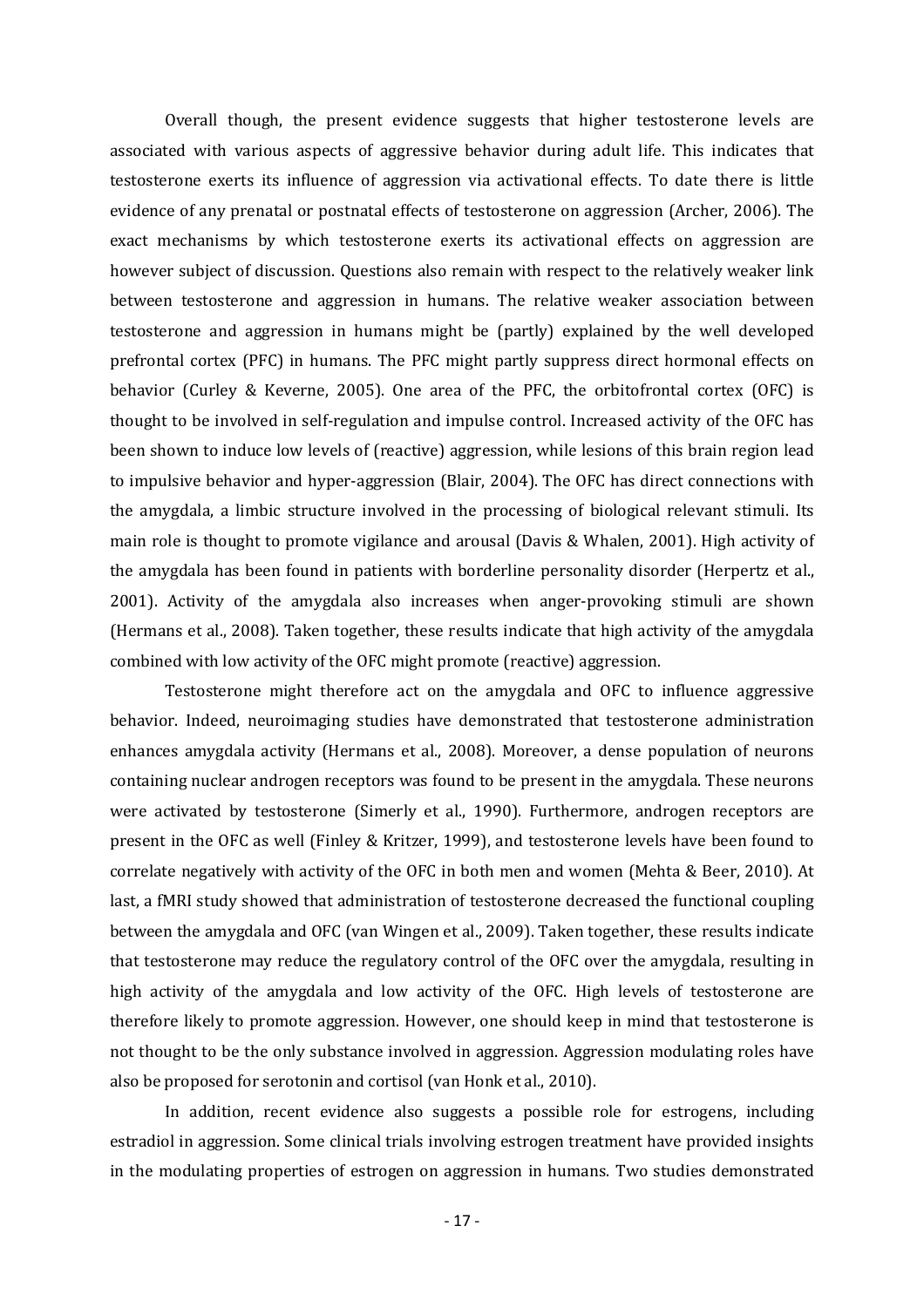Overall though, the present evidence suggests that higher testosterone levels are associated with various aspects of aggressive behavior during adult life. This indicates that testosterone exerts its influence of aggression via activational effects. To date there is little evidence of any prenatal or postnatal effects of testosterone on aggression (Archer, 2006). The exact mechanisms by which testosterone exerts its activational effects on aggression are however subject of discussion. Questions also remain with respect to the relatively weaker link between testosterone and aggression in humans. The relative weaker association between testosterone and aggression in humans might be (partly) explained by the well developed prefrontal cortex (PFC) in humans. The PFC might partly suppress direct hormonal effects on behavior (Curley & Keverne, 2005). One area of the PFC, the orbitofrontal cortex (OFC) is thought to be involved in self-regulation and impulse control. Increased activity of the OFC has been shown to induce low levels of (reactive) aggression, while lesions of this brain region lead to impulsive behavior and hyper-aggression (Blair, 2004). The OFC has direct connections with the amygdala, a limbic structure involved in the processing of biological relevant stimuli. Its main role is thought to promote vigilance and arousal (Davis & Whalen, 2001). High activity of the amygdala has been found in patients with borderline personality disorder (Herpertz et al., 2001). Activity of the amygdala also increases when anger-provoking stimuli are shown (Hermans et al., 2008). Taken together, these results indicate that high activity of the amygdala combined with low activity of the OFC might promote (reactive) aggression.

Testosterone might therefore act on the amygdala and OFC to influence aggressive behavior. Indeed, neuroimaging studies have demonstrated that testosterone administration enhances amygdala activity (Hermans et al., 2008). Moreover, a dense population of neurons containing nuclear androgen receptors was found to be present in the amygdala. These neurons were activated by testosterone (Simerly et al., 1990). Furthermore, androgen receptors are present in the OFC as well (Finley & Kritzer, 1999), and testosterone levels have been found to correlate negatively with activity of the OFC in both men and women (Mehta & Beer, 2010). At last, a fMRI study showed that administration of testosterone decreased the functional coupling between the amygdala and OFC (van Wingen et al., 2009). Taken together, these results indicate that testosterone may reduce the regulatory control of the OFC over the amygdala, resulting in high activity of the amygdala and low activity of the OFC. High levels of testosterone are therefore likely to promote aggression. However, one should keep in mind that testosterone is not thought to be the only substance involved in aggression. Aggression modulating roles have also be proposed for serotonin and cortisol (van Honk et al., 2010).

In addition, recent evidence also suggests a possible role for estrogens, including estradiol in aggression. Some clinical trials involving estrogen treatment have provided insights in the modulating properties of estrogen on aggression in humans. Two studies demonstrated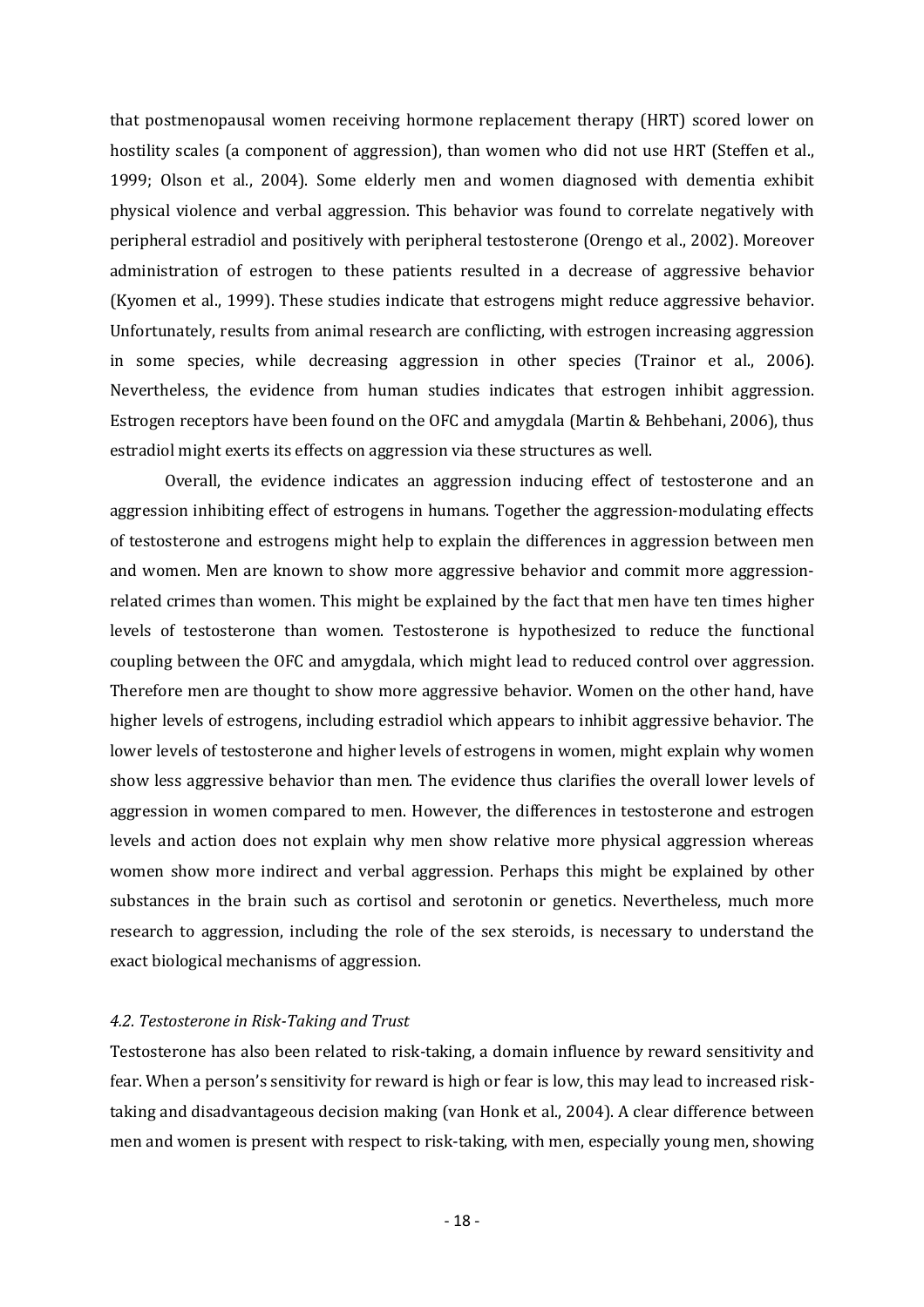that postmenopausal women receiving hormone replacement therapy (HRT) scored lower on hostility scales (a component of aggression), than women who did not use HRT (Steffen et al., 1999; Olson et al., 2004). Some elderly men and women diagnosed with dementia exhibit physical violence and verbal aggression. This behavior was found to correlate negatively with peripheral estradiol and positively with peripheral testosterone (Orengo et al., 2002). Moreover administration of estrogen to these patients resulted in a decrease of aggressive behavior (Kyomen et al., 1999). These studies indicate that estrogens might reduce aggressive behavior. Unfortunately, results from animal research are conflicting, with estrogen increasing aggression in some species, while decreasing aggression in other species (Trainor et al., 2006). Nevertheless, the evidence from human studies indicates that estrogen inhibit aggression. Estrogen receptors have been found on the OFC and amygdala (Martin & Behbehani, 2006), thus estradiol might exerts its effects on aggression via these structures as well.

Overall, the evidence indicates an aggression inducing effect of testosterone and an aggression inhibiting effect of estrogens in humans. Together the aggression-modulating effects of testosterone and estrogens might help to explain the differences in aggression between men and women. Men are known to show more aggressive behavior and commit more aggression-related crimes than women. This might be explained by the fact that men have ten times higher levels of testosterone than women. Testosterone is hypothesized to reduce the functional coupling between the OFC and amygdala, which might lead to reduced control over aggression. Therefore men are thought to show more aggressive behavior. Women on the other hand, have higher levels of estrogens, including estradiol which appears to inhibit aggressive behavior. The lower levels of testosterone and higher levels of estrogens in women, might explain why women show less aggressive behavior than men. The evidence thus clarifies the overall lower levels of aggression in women compared to men. However, the differences in testosterone and estrogen levels and action does not explain why men show relative more physical aggression whereas women show more indirect and verbal aggression. Perhaps this might be explained by other substances in the brain such as cortisol and serotonin or genetics. Nevertheless, much more research to aggression, including the role of the sex steroids, is necessary to understand the exact biological mechanisms of aggression.

### *4.2. Testosterone in Risk-Taking and Trust*

Testosterone has also been related to risk-taking, a domain influence by reward sensitivity and fear. When a person's sensitivity for reward is high or fear is low, this may lead to increased risk-taking and disadvantageous decision making (van Honk et al., 2004). A clear difference between men and women is present with respect to risk-taking, with men, especially young men, showing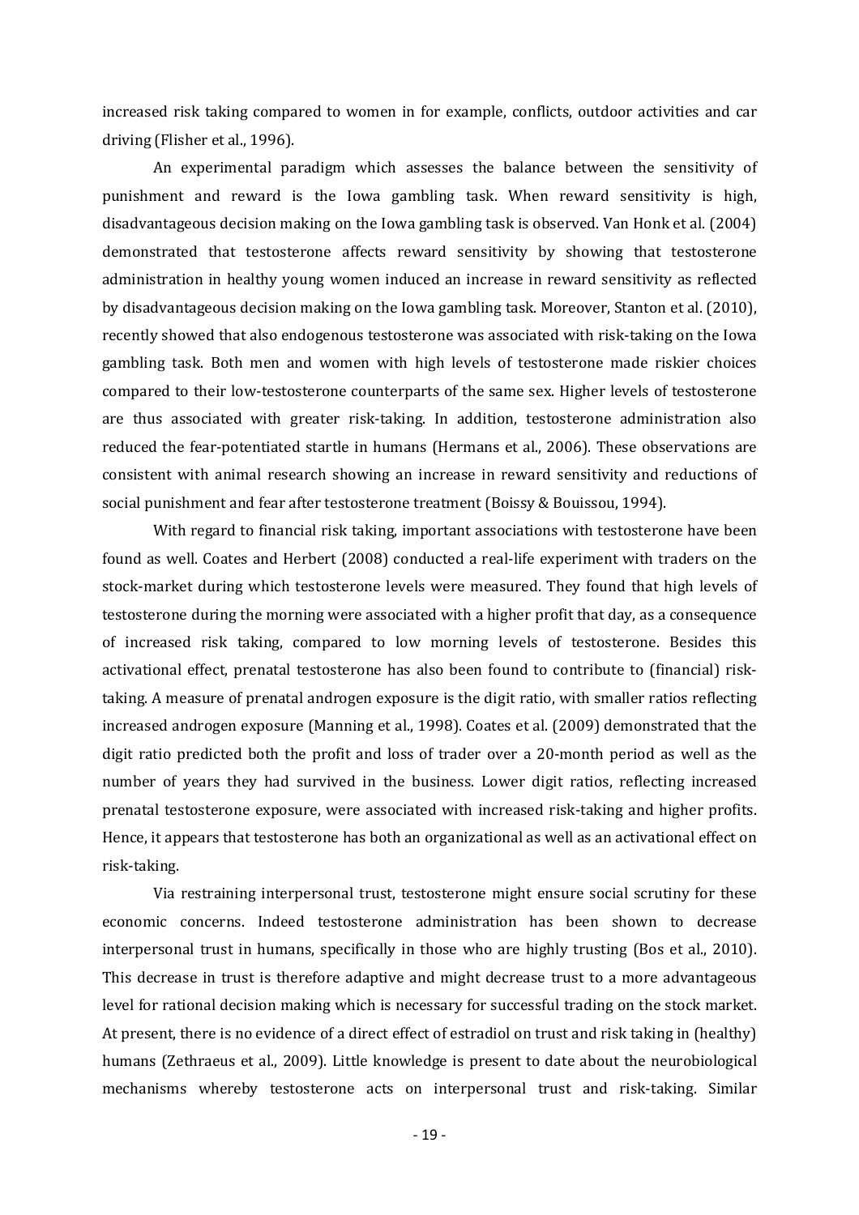increased risk taking compared to women in for example, conflicts, outdoor activities and car driving (Flisher et al., 1996).

An experimental paradigm which assesses the balance between the sensitivity of punishment and reward is the Iowa gambling task. When reward sensitivity is high, disadvantageous decision making on the Iowa gambling task is observed. Van Honk et al. (2004) demonstrated that testosterone affects reward sensitivity by showing that testosterone administration in healthy young women induced an increase in reward sensitivity as reflected by disadvantageous decision making on the Iowa gambling task. Moreover, Stanton et al. (2010), recently showed that also endogenous testosterone was associated with risk-taking on the Iowa gambling task. Both men and women with high levels of testosterone made riskier choices compared to their low-testosterone counterparts of the same sex. Higher levels of testosterone are thus associated with greater risk-taking. In addition, testosterone administration also reduced the fear-potentiated startle in humans (Hermans et al., 2006). These observations are consistent with animal research showing an increase in reward sensitivity and reductions of social punishment and fear after testosterone treatment (Boissy & Bouissou, 1994).

With regard to financial risk taking, important associations with testosterone have been found as well. Coates and Herbert (2008) conducted a real-life experiment with traders on the stock-market during which testosterone levels were measured. They found that high levels of testosterone during the morning were associated with a higher profit that day, as a consequence of increased risk taking, compared to low morning levels of testosterone. Besides this activational effect, prenatal testosterone has also been found to contribute to (financial) risk-taking. A measure of prenatal androgen exposure is the digit ratio, with smaller ratios reflecting increased androgen exposure (Manning et al., 1998). Coates et al. (2009) demonstrated that the digit ratio predicted both the profit and loss of trader over a 20-month period as well as the number of years they had survived in the business. Lower digit ratios, reflecting increased prenatal testosterone exposure, were associated with increased risk-taking and higher profits. Hence, it appears that testosterone has both an organizational as well as an activational effect on risk-taking.

Via restraining interpersonal trust, testosterone might ensure social scrutiny for these economic concerns. Indeed testosterone administration has been shown to decrease interpersonal trust in humans, specifically in those who are highly trusting (Bos et al., 2010). This decrease in trust is therefore adaptive and might decrease trust to a more advantageous level for rational decision making which is necessary for successful trading on the stock market. At present, there is no evidence of a direct effect of estradiol on trust and risk taking in (healthy) humans (Zethraeus et al., 2009). Little knowledge is present to date about the neurobiological mechanisms whereby testosterone acts on interpersonal trust and risk-taking. Similar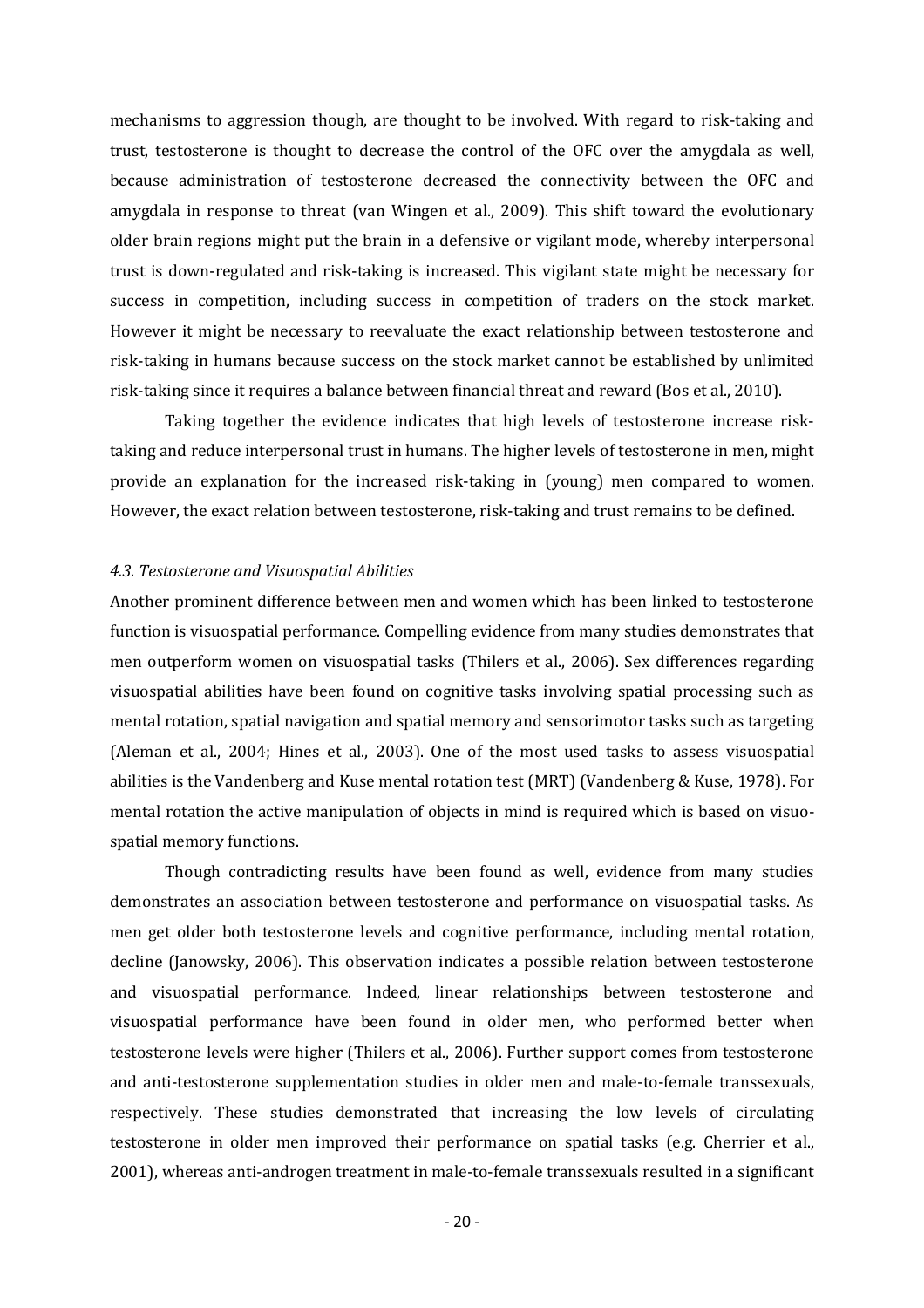mechanisms to aggression though, are thought to be involved. With regard to risk-taking and trust, testosterone is thought to decrease the control of the OFC over the amygdala as well, because administration of testosterone decreased the connectivity between the OFC and amygdala in response to threat (van Wingen et al., 2009). This shift toward the evolutionary older brain regions might put the brain in a defensive or vigilant mode, whereby interpersonal trust is down-regulated and risk-taking is increased. This vigilant state might be necessary for success in competition, including success in competition of traders on the stock market. However it might be necessary to reevaluate the exact relationship between testosterone and risk-taking in humans because success on the stock market cannot be established by unlimited risk-taking since it requires a balance between financial threat and reward (Bos et al., 2010).

Taking together the evidence indicates that high levels of testosterone increase risk-taking and reduce interpersonal trust in humans. The higher levels of testosterone in men, might provide an explanation for the increased risk-taking in (young) men compared to women. However, the exact relation between testosterone, risk-taking and trust remains to be defined.

### *4.3. Testosterone and Visuospatial Abilities*

Another prominent difference between men and women which has been linked to testosterone function is visuospatial performance. Compelling evidence from many studies demonstrates that men outperform women on visuospatial tasks (Thilers et al., 2006). Sex differences regarding visuospatial abilities have been found on cognitive tasks involving spatial processing such as mental rotation, spatial navigation and spatial memory and sensorimotor tasks such as targeting (Aleman et al., 2004; Hines et al., 2003). One of the most used tasks to assess visuospatial abilities is the Vandenberg and Kuse mental rotation test (MRT) (Vandenberg & Kuse, 1978). For mental rotation the active manipulation of objects in mind is required which is based on visuo-spatial memory functions.

Though contradicting results have been found as well, evidence from many studies demonstrates an association between testosterone and performance on visuospatial tasks. As men get older both testosterone levels and cognitive performance, including mental rotation, decline (Janowsky, 2006). This observation indicates a possible relation between testosterone and visuospatial performance. Indeed, linear relationships between testosterone and visuospatial performance have been found in older men, who performed better when testosterone levels were higher (Thilers et al., 2006). Further support comes from testosterone and anti-testosterone supplementation studies in older men and male-to-female transsexuals, respectively. These studies demonstrated that increasing the low levels of circulating testosterone in older men improved their performance on spatial tasks (e.g. Cherrier et al., 2001), whereas anti-androgen treatment in male-to-female transsexuals resulted in a significant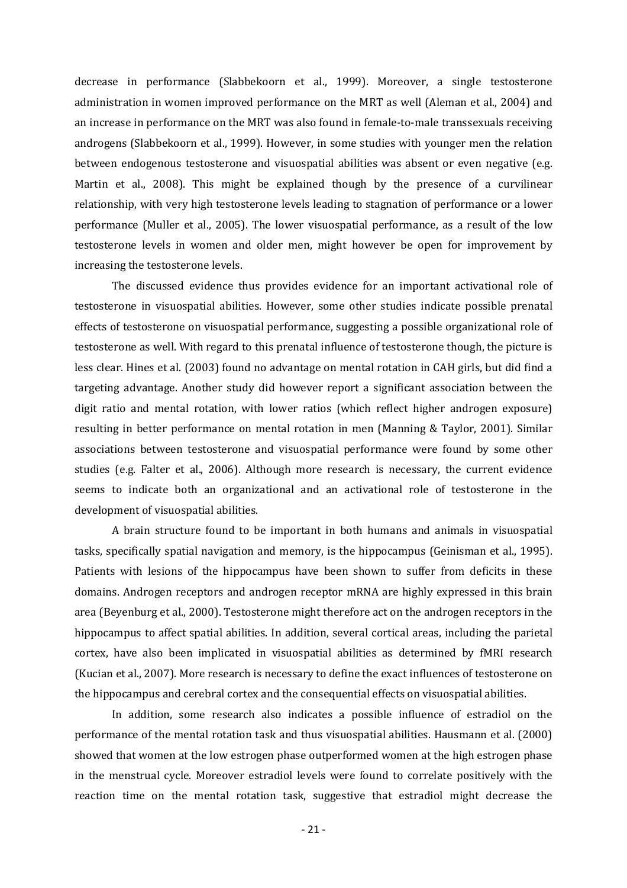decrease in performance (Slabbekoorn et al., 1999). Moreover, a single testosterone administration in women improved performance on the MRT as well (Aleman et al., 2004) and an increase in performance on the MRT was also found in female-to-male transsexuals receiving androgens (Slabbekoorn et al., 1999). However, in some studies with younger men the relation between endogenous testosterone and visuospatial abilities was absent or even negative (e.g. Martin et al., 2008). This might be explained though by the presence of a curvilinear relationship, with very high testosterone levels leading to stagnation of performance or a lower performance (Muller et al., 2005). The lower visuospatial performance, as a result of the low testosterone levels in women and older men, might however be open for improvement by increasing the testosterone levels.

The discussed evidence thus provides evidence for an important activational role of testosterone in visuospatial abilities. However, some other studies indicate possible prenatal effects of testosterone on visuospatial performance, suggesting a possible organizational role of testosterone as well. With regard to this prenatal influence of testosterone though, the picture is less clear. Hines et al. (2003) found no advantage on mental rotation in CAH girls, but did find a targeting advantage. Another study did however report a significant association between the digit ratio and mental rotation, with lower ratios (which reflect higher androgen exposure) resulting in better performance on mental rotation in men (Manning & Taylor, 2001). Similar associations between testosterone and visuospatial performance were found by some other studies (e.g. Falter et al., 2006). Although more research is necessary, the current evidence seems to indicate both an organizational and an activational role of testosterone in the development of visuospatial abilities.

A brain structure found to be important in both humans and animals in visuospatial tasks, specifically spatial navigation and memory, is the hippocampus (Geinisman et al., 1995). Patients with lesions of the hippocampus have been shown to suffer from deficits in these domains. Androgen receptors and androgen receptor mRNA are highly expressed in this brain area (Beyenburg et al., 2000). Testosterone might therefore act on the androgen receptors in the hippocampus to affect spatial abilities. In addition, several cortical areas, including the parietal cortex, have also been implicated in visuospatial abilities as determined by fMRI research (Kucian et al., 2007). More research is necessary to define the exact influences of testosterone on the hippocampus and cerebral cortex and the consequential effects on visuospatial abilities.

In addition, some research also indicates a possible influence of estradiol on the performance of the mental rotation task and thus visuospatial abilities. Hausmann et al. (2000) showed that women at the low estrogen phase outperformed women at the high estrogen phase in the menstrual cycle. Moreover estradiol levels were found to correlate positively with the reaction time on the mental rotation task, suggestive that estradiol might decrease the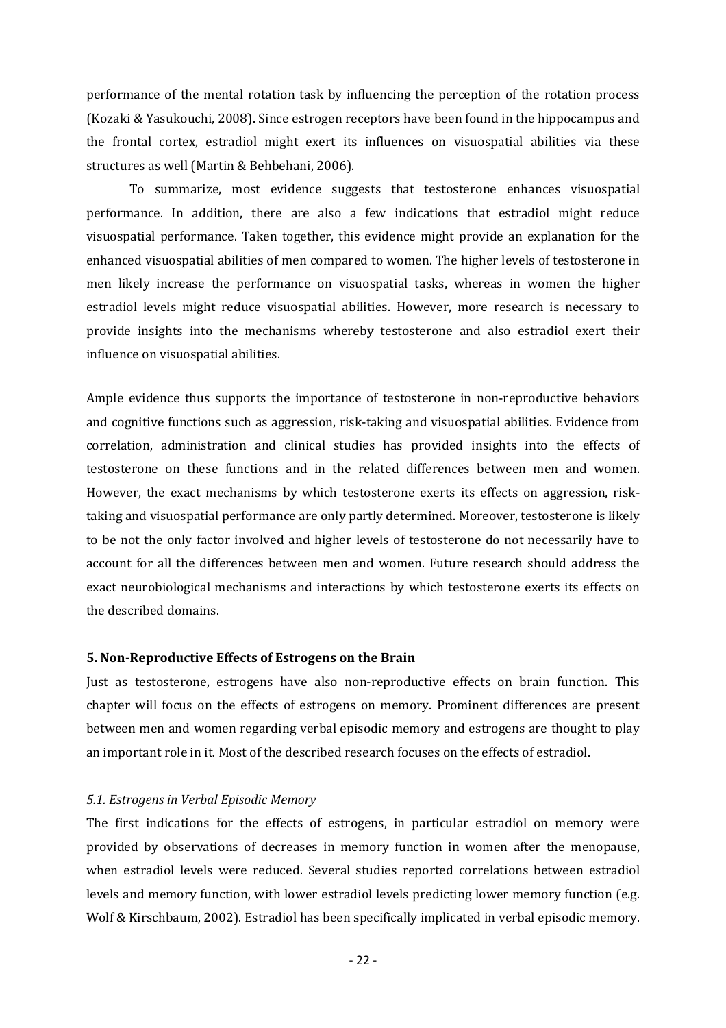performance of the mental rotation task by influencing the perception of the rotation process (Kozaki & Yasukouchi, 2008). Since estrogen receptors have been found in the hippocampus and the frontal cortex, estradiol might exert its influences on visuospatial abilities via these structures as well (Martin & Behbehani, 2006).

To summarize, most evidence suggests that testosterone enhances visuospatial performance. In addition, there are also a few indications that estradiol might reduce visuospatial performance. Taken together, this evidence might provide an explanation for the enhanced visuospatial abilities of men compared to women. The higher levels of testosterone in men likely increase the performance on visuospatial tasks, whereas in women the higher estradiol levels might reduce visuospatial abilities. However, more research is necessary to provide insights into the mechanisms whereby testosterone and also estradiol exert their influence on visuospatial abilities.

Ample evidence thus supports the importance of testosterone in non-reproductive behaviors and cognitive functions such as aggression, risk-taking and visuospatial abilities. Evidence from correlation, administration and clinical studies has provided insights into the effects of testosterone on these functions and in the related differences between men and women. However, the exact mechanisms by which testosterone exerts its effects on aggression, risk-taking and visuospatial performance are only partly determined. Moreover, testosterone is likely to be not the only factor involved and higher levels of testosterone do not necessarily have to account for all the differences between men and women. Future research should address the exact neurobiological mechanisms and interactions by which testosterone exerts its effects on the described domains.

## 5. Non-Reproductive Effects of Estrogens on the Brain

Just as testosterone, estrogens have also non-reproductive effects on brain function. This chapter will focus on the effects of estrogens on memory. Prominent differences are present between men and women regarding verbal episodic memory and estrogens are thought to play an important role in it. Most of the described research focuses on the effects of estradiol.

### *5.1. Estrogens in Verbal Episodic Memory*

The first indications for the effects of estrogens, in particular estradiol on memory were provided by observations of decreases in memory function in women after the menopause, when estradiol levels were reduced. Several studies reported correlations between estradiol levels and memory function, with lower estradiol levels predicting lower memory function (e.g. Wolf & Kirschbaum, 2002). Estradiol has been specifically implicated in verbal episodic memory.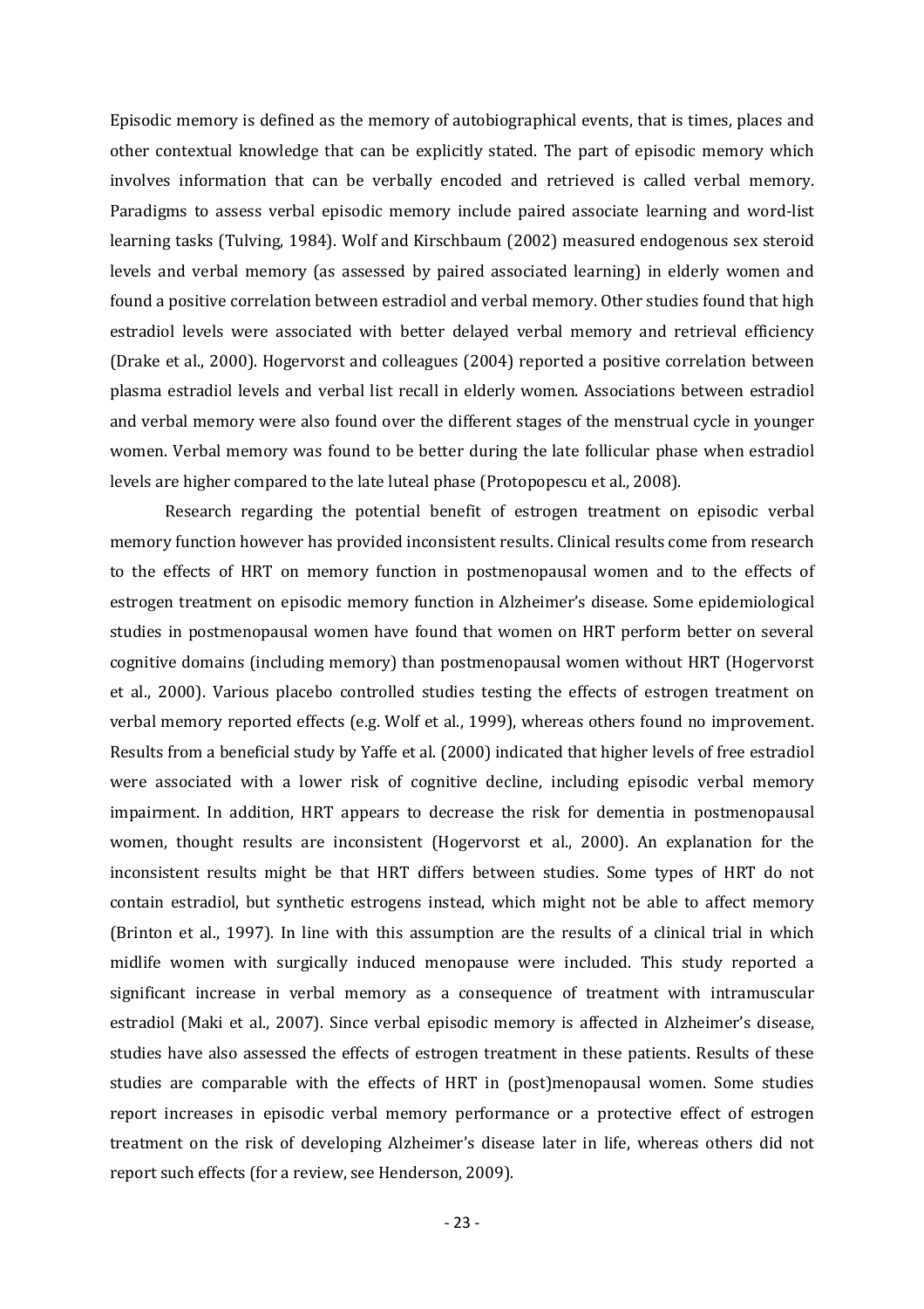Episodic memory is defined as the memory of autobiographical events, that is times, places and other contextual knowledge that can be explicitly stated. The part of episodic memory which involves information that can be verbally encoded and retrieved is called verbal memory. Paradigms to assess verbal episodic memory include paired associate learning and word-list learning tasks (Tulving, 1984). Wolf and Kirschbaum (2002) measured endogenous sex steroid levels and verbal memory (as assessed by paired associated learning) in elderly women and found a positive correlation between estradiol and verbal memory. Other studies found that high estradiol levels were associated with better delayed verbal memory and retrieval efficiency (Drake et al., 2000). Hogervorst and colleagues (2004) reported a positive correlation between plasma estradiol levels and verbal list recall in elderly women. Associations between estradiol and verbal memory were also found over the different stages of the menstrual cycle in younger women. Verbal memory was found to be better during the late follicular phase when estradiol levels are higher compared to the late luteal phase (Protopopescu et al., 2008).

Research regarding the potential benefit of estrogen treatment on episodic verbal memory function however has provided inconsistent results. Clinical results come from research to the effects of HRT on memory function in postmenopausal women and to the effects of estrogen treatment on episodic memory function in Alzheimer's disease. Some epidemiological studies in postmenopausal women have found that women on HRT perform better on several cognitive domains (including memory) than postmenopausal women without HRT (Hogervorst et al., 2000). Various placebo controlled studies testing the effects of estrogen treatment on verbal memory reported effects (e.g. Wolf et al., 1999), whereas others found no improvement. Results from a beneficial study by Yaffe et al. (2000) indicated that higher levels of free estradiol were associated with a lower risk of cognitive decline, including episodic verbal memory impairment. In addition, HRT appears to decrease the risk for dementia in postmenopausal women, thought results are inconsistent (Hogervorst et al., 2000). An explanation for the inconsistent results might be that HRT differs between studies. Some types of HRT do not contain estradiol, but synthetic estrogens instead, which might not be able to affect memory (Brinton et al., 1997). In line with this assumption are the results of a clinical trial in which midlife women with surgically induced menopause were included. This study reported a significant increase in verbal memory as a consequence of treatment with intramuscular estradiol (Maki et al., 2007). Since verbal episodic memory is affected in Alzheimer's disease, studies have also assessed the effects of estrogen treatment in these patients. Results of these studies are comparable with the effects of HRT in (post)menopausal women. Some studies report increases in episodic verbal memory performance or a protective effect of estrogen treatment on the risk of developing Alzheimer's disease later in life, whereas others did not report such effects (for a review, see Henderson, 2009).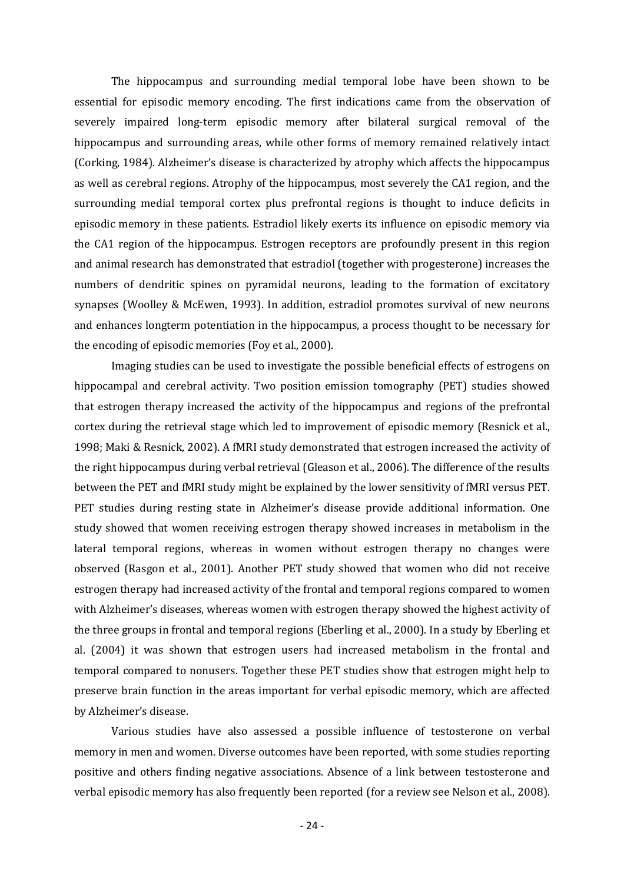The hippocampus and surrounding medial temporal lobe have been shown to be essential for episodic memory encoding. The first indications came from the observation of severely impaired long-term episodic memory after bilateral surgical removal of the hippocampus and surrounding areas, while other forms of memory remained relatively intact (Corking, 1984). Alzheimer's disease is characterized by atrophy which affects the hippocampus as well as cerebral regions. Atrophy of the hippocampus, most severely the CA1 region, and the surrounding medial temporal cortex plus prefrontal regions is thought to induce deficits in episodic memory in these patients. Estradiol likely exerts its influence on episodic memory via the CA1 region of the hippocampus. Estrogen receptors are profoundly present in this region and animal research has demonstrated that estradiol (together with progesterone) increases the numbers of dendritic spines on pyramidal neurons, leading to the formation of excitatory synapses (Woolley & McEwen, 1993). In addition, estradiol promotes survival of new neurons and enhances longterm potentiation in the hippocampus, a process thought to be necessary for the encoding of episodic memories (Foy et al., 2000).

Imaging studies can be used to investigate the possible beneficial effects of estrogens on hippocampal and cerebral activity. Two position emission tomography (PET) studies showed that estrogen therapy increased the activity of the hippocampus and regions of the prefrontal cortex during the retrieval stage which led to improvement of episodic memory (Resnick et al., 1998; Maki & Resnick, 2002). A fMRI study demonstrated that estrogen increased the activity of the right hippocampus during verbal retrieval (Gleason et al., 2006). The difference of the results between the PET and fMRI study might be explained by the lower sensitivity of fMRI versus PET. PET studies during resting state in Alzheimer's disease provide additional information. One study showed that women receiving estrogen therapy showed increases in metabolism in the lateral temporal regions, whereas in women without estrogen therapy no changes were observed (Rasgon et al., 2001). Another PET study showed that women who did not receive estrogen therapy had increased activity of the frontal and temporal regions compared to women with Alzheimer's diseases, whereas women with estrogen therapy showed the highest activity of the three groups in frontal and temporal regions (Eberling et al., 2000). In a study by Eberling et al. (2004) it was shown that estrogen users had increased metabolism in the frontal and temporal compared to nonusers. Together these PET studies show that estrogen might help to preserve brain function in the areas important for verbal episodic memory, which are affected by Alzheimer's disease.

Various studies have also assessed a possible influence of testosterone on verbal memory in men and women. Diverse outcomes have been reported, with some studies reporting positive and others finding negative associations. Absence of a link between testosterone and verbal episodic memory has also frequently been reported (for a review see Nelson et al., 2008).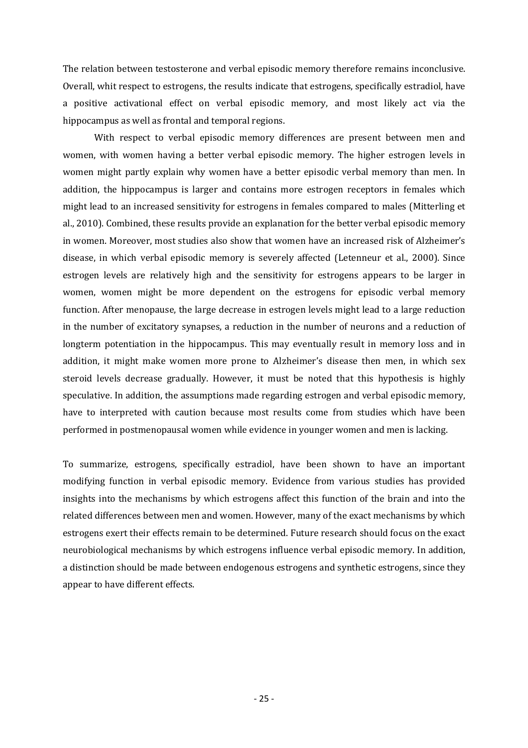The relation between testosterone and verbal episodic memory therefore remains inconclusive. Overall, whit respect to estrogens, the results indicate that estrogens, specifically estradiol, have a positive activational effect on verbal episodic memory, and most likely act via the hippocampus as well as frontal and temporal regions.

With respect to verbal episodic memory differences are present between men and women, with women having a better verbal episodic memory. The higher estrogen levels in women might partly explain why women have a better episodic verbal memory than men. In addition, the hippocampus is larger and contains more estrogen receptors in females which might lead to an increased sensitivity for estrogens in females compared to males (Mitterling et al., 2010). Combined, these results provide an explanation for the better verbal episodic memory in women. Moreover, most studies also show that women have an increased risk of Alzheimer's disease, in which verbal episodic memory is severely affected (Letenneur et al., 2000). Since estrogen levels are relatively high and the sensitivity for estrogens appears to be larger in women, women might be more dependent on the estrogens for episodic verbal memory function. After menopause, the large decrease in estrogen levels might lead to a large reduction in the number of excitatory synapses, a reduction in the number of neurons and a reduction of longterm potentiation in the hippocampus. This may eventually result in memory loss and in addition, it might make women more prone to Alzheimer's disease then men, in which sex steroid levels decrease gradually. However, it must be noted that this hypothesis is highly speculative. In addition, the assumptions made regarding estrogen and verbal episodic memory, have to interpreted with caution because most results come from studies which have been performed in postmenopausal women while evidence in younger women and men is lacking.

To summarize, estrogens, specifically estradiol, have been shown to have an important modifying function in verbal episodic memory. Evidence from various studies has provided insights into the mechanisms by which estrogens affect this function of the brain and into the related differences between men and women. However, many of the exact mechanisms by which estrogens exert their effects remain to be determined. Future research should focus on the exact neurobiological mechanisms by which estrogens influence verbal episodic memory. In addition, a distinction should be made between endogenous estrogens and synthetic estrogens, since they appear to have different effects.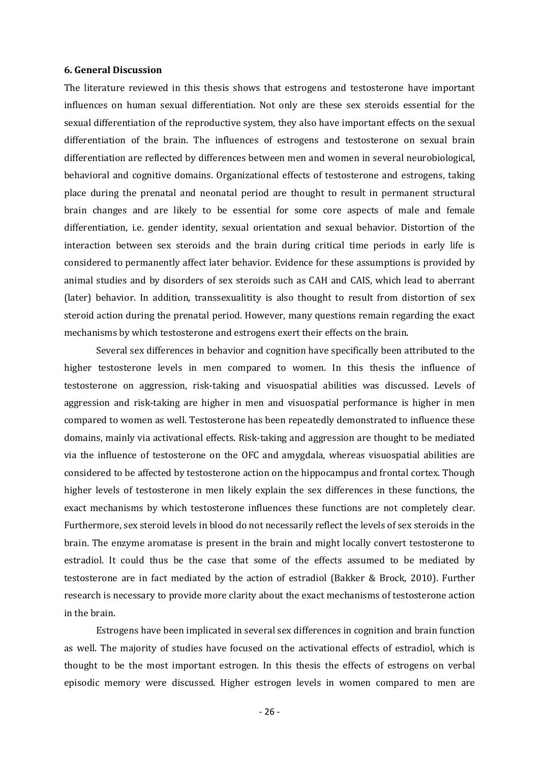### 6. General Discussion

The literature reviewed in this thesis shows that estrogens and testosterone have important influences on human sexual differentiation. Not only are these sex steroids essential for the sexual differentiation of the reproductive system, they also have important effects on the sexual differentiation of the brain. The influences of estrogens and testosterone on sexual brain differentiation are reflected by differences between men and women in several neurobiological, behavioral and cognitive domains. Organizational effects of testosterone and estrogens, taking place during the prenatal and neonatal period are thought to result in permanent structural brain changes and are likely to be essential for some core aspects of male and female differentiation, i.e. gender identity, sexual orientation and sexual behavior. Distortion of the interaction between sex steroids and the brain during critical time periods in early life is considered to permanently affect later behavior. Evidence for these assumptions is provided by animal studies and by disorders of sex steroids such as CAH and CAIS, which lead to aberrant (later) behavior. In addition, transsexualitity is also thought to result from distortion of sex steroid action during the prenatal period. However, many questions remain regarding the exact mechanisms by which testosterone and estrogens exert their effects on the brain.

Several sex differences in behavior and cognition have specifically been attributed to the higher testosterone levels in men compared to women. In this thesis the influence of testosterone on aggression, risk-taking and visuospatial abilities was discussed. Levels of aggression and risk-taking are higher in men and visuospatial performance is higher in men compared to women as well. Testosterone has been repeatedly demonstrated to influence these domains, mainly via activational effects. Risk-taking and aggression are thought to be mediated via the influence of testosterone on the OFC and amygdala, whereas visuospatial abilities are considered to be affected by testosterone action on the hippocampus and frontal cortex. Though higher levels of testosterone in men likely explain the sex differences in these functions, the exact mechanisms by which testosterone influences these functions are not completely clear. Furthermore, sex steroid levels in blood do not necessarily reflect the levels of sex steroids in the brain. The enzyme aromatase is present in the brain and might locally convert testosterone to estradiol. It could thus be the case that some of the effects assumed to be mediated by testosterone are in fact mediated by the action of estradiol (Bakker & Brock, 2010). Further research is necessary to provide more clarity about the exact mechanisms of testosterone action in the brain.

Estrogens have been implicated in several sex differences in cognition and brain function as well. The majority of studies have focused on the activational effects of estradiol, which is thought to be the most important estrogen. In this thesis the effects of estrogens on verbal episodic memory were discussed. Higher estrogen levels in women compared to men are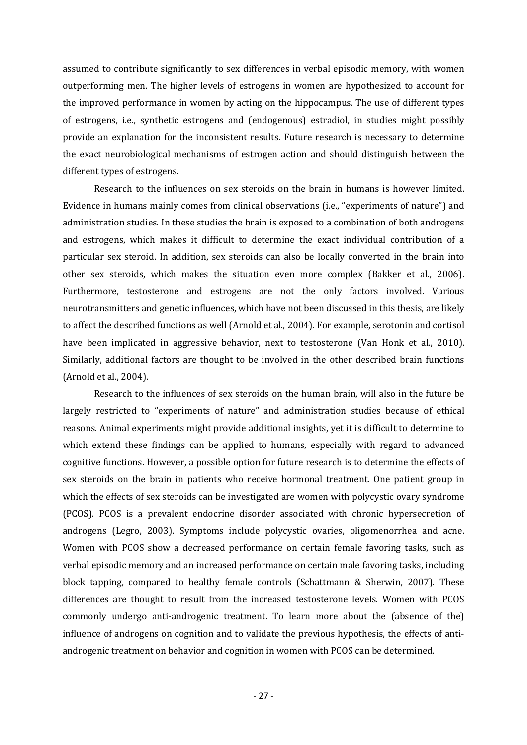assumed to contribute significantly to sex differences in verbal episodic memory, with women outperforming men. The higher levels of estrogens in women are hypothesized to account for the improved performance in women by acting on the hippocampus. The use of different types of estrogens, i.e., synthetic estrogens and (endogenous) estradiol, in studies might possibly provide an explanation for the inconsistent results. Future research is necessary to determine the exact neurobiological mechanisms of estrogen action and should distinguish between the different types of estrogens.

Research to the influences on sex steroids on the brain in humans is however limited. Evidence in humans mainly comes from clinical observations (i.e., "experiments of nature") and administration studies. In these studies the brain is exposed to a combination of both androgens and estrogens, which makes it difficult to determine the exact individual contribution of a particular sex steroid. In addition, sex steroids can also be locally converted in the brain into other sex steroids, which makes the situation even more complex (Bakker et al., 2006). Furthermore, testosterone and estrogens are not the only factors involved. Various neurotransmitters and genetic influences, which have not been discussed in this thesis, are likely to affect the described functions as well (Arnold et al., 2004). For example, serotonin and cortisol have been implicated in aggressive behavior, next to testosterone (Van Honk et al., 2010). Similarly, additional factors are thought to be involved in the other described brain functions (Arnold et al., 2004).

Research to the influences of sex steroids on the human brain, will also in the future be largely restricted to "experiments of nature" and administration studies because of ethical reasons. Animal experiments might provide additional insights, yet it is difficult to determine to which extend these findings can be applied to humans, especially with regard to advanced cognitive functions. However, a possible option for future research is to determine the effects of sex steroids on the brain in patients who receive hormonal treatment. One patient group in which the effects of sex steroids can be investigated are women with polycystic ovary syndrome (PCOS). PCOS is a prevalent endocrine disorder associated with chronic hypersecretion of androgens (Legro, 2003). Symptoms include polycystic ovaries, oligomenorrhea and acne. Women with PCOS show a decreased performance on certain female favoring tasks, such as verbal episodic memory and an increased performance on certain male favoring tasks, including block tapping, compared to healthy female controls (Schattmann & Sherwin, 2007). These differences are thought to result from the increased testosterone levels. Women with PCOS commonly undergo anti-androgenic treatment. To learn more about the (absence of the) influence of androgens on cognition and to validate the previous hypothesis, the effects of anti-androgenic treatment on behavior and cognition in women with PCOS can be determined.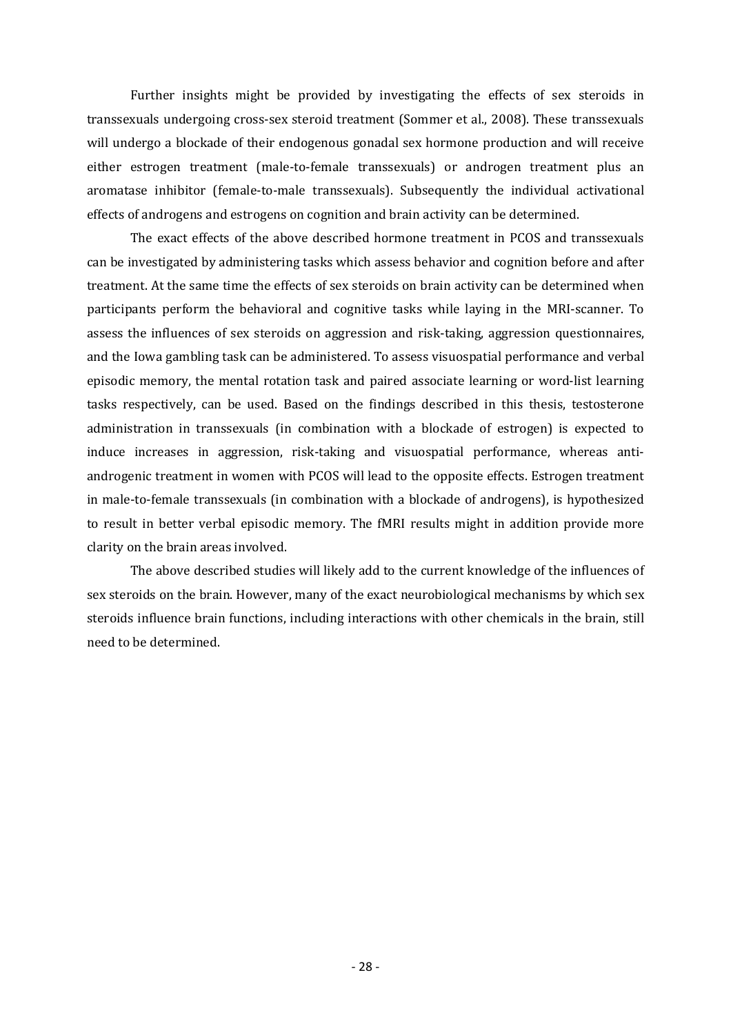Further insights might be provided by investigating the effects of sex steroids in transsexuals undergoing cross-sex steroid treatment (Sommer et al., 2008). These transsexuals will undergo a blockade of their endogenous gonadal sex hormone production and will receive either estrogen treatment (male-to-female transsexuals) or androgen treatment plus an aromatase inhibitor (female-to-male transsexuals). Subsequently the individual activational effects of androgens and estrogens on cognition and brain activity can be determined.

The exact effects of the above described hormone treatment in PCOS and transsexuals can be investigated by administering tasks which assess behavior and cognition before and after treatment. At the same time the effects of sex steroids on brain activity can be determined when participants perform the behavioral and cognitive tasks while laying in the MRI-scanner. To assess the influences of sex steroids on aggression and risk-taking, aggression questionnaires, and the Iowa gambling task can be administered. To assess visuospatial performance and verbal episodic memory, the mental rotation task and paired associate learning or word-list learning tasks respectively, can be used. Based on the findings described in this thesis, testosterone administration in transsexuals (in combination with a blockade of estrogen) is expected to induce increases in aggression, risk-taking and visuospatial performance, whereas anti-androgenic treatment in women with PCOS will lead to the opposite effects. Estrogen treatment in male-to-female transsexuals (in combination with a blockade of androgens), is hypothesized to result in better verbal episodic memory. The fMRI results might in addition provide more clarity on the brain areas involved.

The above described studies will likely add to the current knowledge of the influences of sex steroids on the brain. However, many of the exact neurobiological mechanisms by which sex steroids influence brain functions, including interactions with other chemicals in the brain, still need to be determined.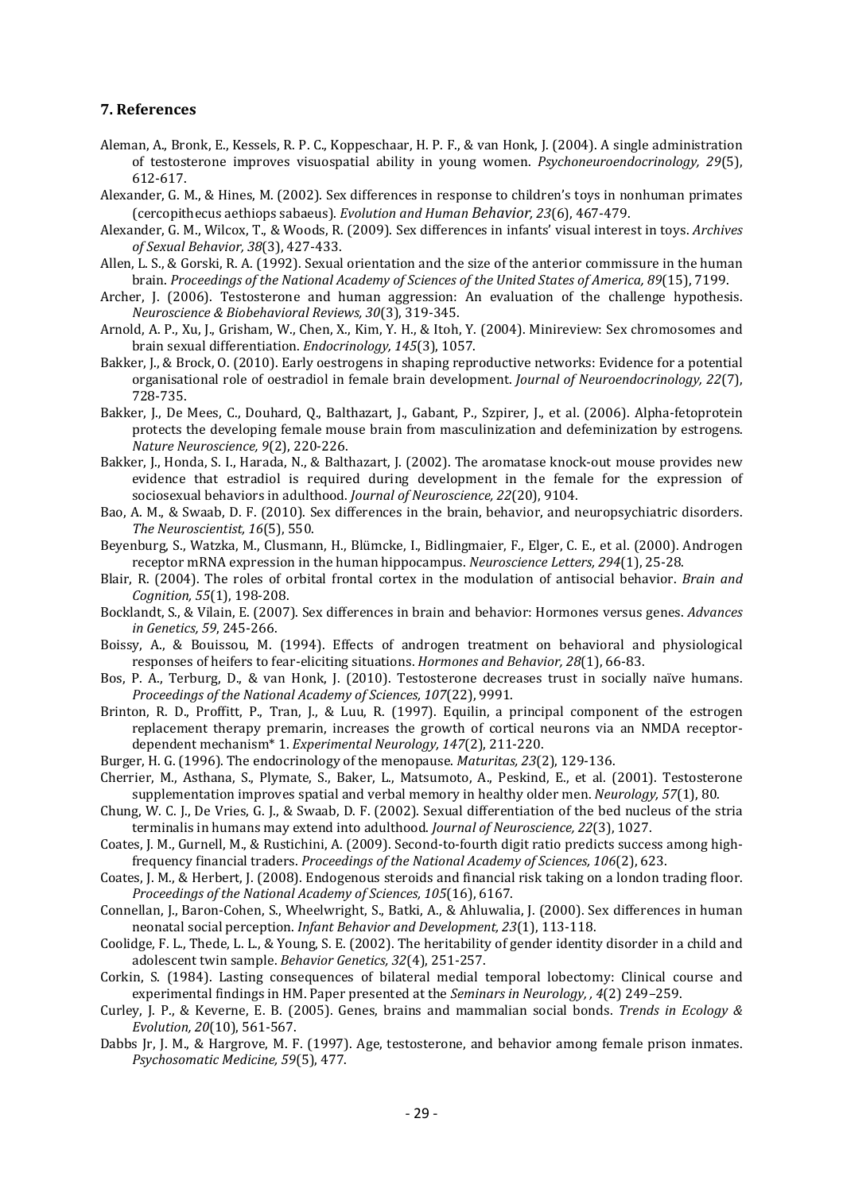## 7. References

Aleman, A., Bronk, E., Kessels, R. P. C., Koppeschaar, H. P. F., & van Honk, J. (2004). A single administration of testosterone improves visuospatial ability in young women. *Psychoneuroendocrinology, 29*(5), 612-617.

Alexander, G. M., & Hines, M. (2002). Sex differences in response to children's toys in nonhuman primates (cercopithecus aethiops sabaeus). *Evolution and Human Behavior, 23*(6), 467-479.

Alexander, G. M., Wilcox, T., & Woods, R. (2009). Sex differences in infants' visual interest in toys. *Archives of Sexual Behavior, 38*(3), 427-433.

Allen, L. S., & Gorski, R. A. (1992). Sexual orientation and the size of the anterior commissure in the human brain. *Proceedings of the National Academy of Sciences of the United States of America, 89*(15), 7199.

Archer, J. (2006). Testosterone and human aggression: An evaluation of the challenge hypothesis. *Neuroscience & Biobehavioral Reviews, 30*(3), 319-345.

Arnold, A. P., Xu, J., Grisham, W., Chen, X., Kim, Y. H., & Itoh, Y. (2004). Minireview: Sex chromosomes and brain sexual differentiation. *Endocrinology, 145*(3), 1057.

Bakker, J., & Brock, O. (2010). Early oestrogens in shaping reproductive networks: Evidence for a potential organisational role of oestradiol in female brain development. *Journal of Neuroendocrinology, 22*(7), 728-735.

Bakker, J., De Mees, C., Douhard, Q., Balthazart, J., Gabant, P., Szpirer, J., et al. (2006). Alpha-fetoprotein protects the developing female mouse brain from masculinization and defeminization by estrogens. *Nature Neuroscience, 9*(2), 220-226.

Bakker, J., Honda, S. I., Harada, N., & Balthazart, J. (2002). The aromatase knock-out mouse provides new evidence that estradiol is required during development in the female for the expression of sociosexual behaviors in adulthood. *Journal of Neuroscience, 22*(20), 9104.

Bao, A. M., & Swaab, D. F. (2010). Sex differences in the brain, behavior, and neuropsychiatric disorders. *The Neuroscientist, 16*(5), 550.

Beyenburg, S., Watzka, M., Clusmann, H., Blümcke, I., Bidlingmaier, F., Elger, C. E., et al. (2000). Androgen receptor mRNA expression in the human hippocampus. *Neuroscience Letters, 294*(1), 25-28.

Blair, R. (2004). The roles of orbital frontal cortex in the modulation of antisocial behavior. *Brain and Cognition, 55*(1), 198-208.

Bocklandt, S., & Vilain, E. (2007). Sex differences in brain and behavior: Hormones versus genes. *Advances in Genetics, 59*, 245-266.

Boissy, A., & Bouissou, M. (1994). Effects of androgen treatment on behavioral and physiological responses of heifers to fear-eliciting situations. *Hormones and Behavior, 28*(1), 66-83.

Bos, P. A., Terburg, D., & van Honk, J. (2010). Testosterone decreases trust in socially naïve humans. *Proceedings of the National Academy of Sciences, 107*(22), 9991.

Brinton, R. D., Proffitt, P., Tran, J., & Luu, R. (1997). Equilin, a principal component of the estrogen replacement therapy premarin, increases the growth of cortical neurons via an NMDA receptor-dependent mechanism* 1. *Experimental Neurology, 147*(2), 211-220.

Burger, H. G. (1996). The endocrinology of the menopause. *Maturitas, 23*(2), 129-136.

Cherrier, M., Asthana, S., Plymate, S., Baker, L., Matsumoto, A., Peskind, E., et al. (2001). Testosterone supplementation improves spatial and verbal memory in healthy older men. *Neurology, 57*(1), 80.

Chung, W. C. J., De Vries, G. J., & Swaab, D. F. (2002). Sexual differentiation of the bed nucleus of the stria terminalis in humans may extend into adulthood. *Journal of Neuroscience, 22*(3), 1027.

Coates, J. M., Gurnell, M., & Rustichini, A. (2009). Second-to-fourth digit ratio predicts success among high-frequency financial traders. *Proceedings of the National Academy of Sciences, 106*(2), 623.

Coates, J. M., & Herbert, J. (2008). Endogenous steroids and financial risk taking on a london trading floor. *Proceedings of the National Academy of Sciences, 105*(16), 6167.

Connellan, J., Baron-Cohen, S., Wheelwright, S., Batki, A., & Ahluwalia, J. (2000). Sex differences in human neonatal social perception. *Infant Behavior and Development, 23*(1), 113-118.

Coolidge, F. L., Thede, L. L., & Young, S. E. (2002). The heritability of gender identity disorder in a child and adolescent twin sample. *Behavior Genetics, 32*(4), 251-257.

Corkin, S. (1984). Lasting consequences of bilateral medial temporal lobectomy: Clinical course and experimental findings in HM. Paper presented at the *Seminars in Neurology, , 4*(2) 249–259.

Curley, J. P., & Keverne, E. B. (2005). Genes, brains and mammalian social bonds. *Trends in Ecology & Evolution, 20*(10), 561-567.

Dabbs Jr, J. M., & Hargrove, M. F. (1997). Age, testosterone, and behavior among female prison inmates. *Psychosomatic Medicine, 59*(5), 477.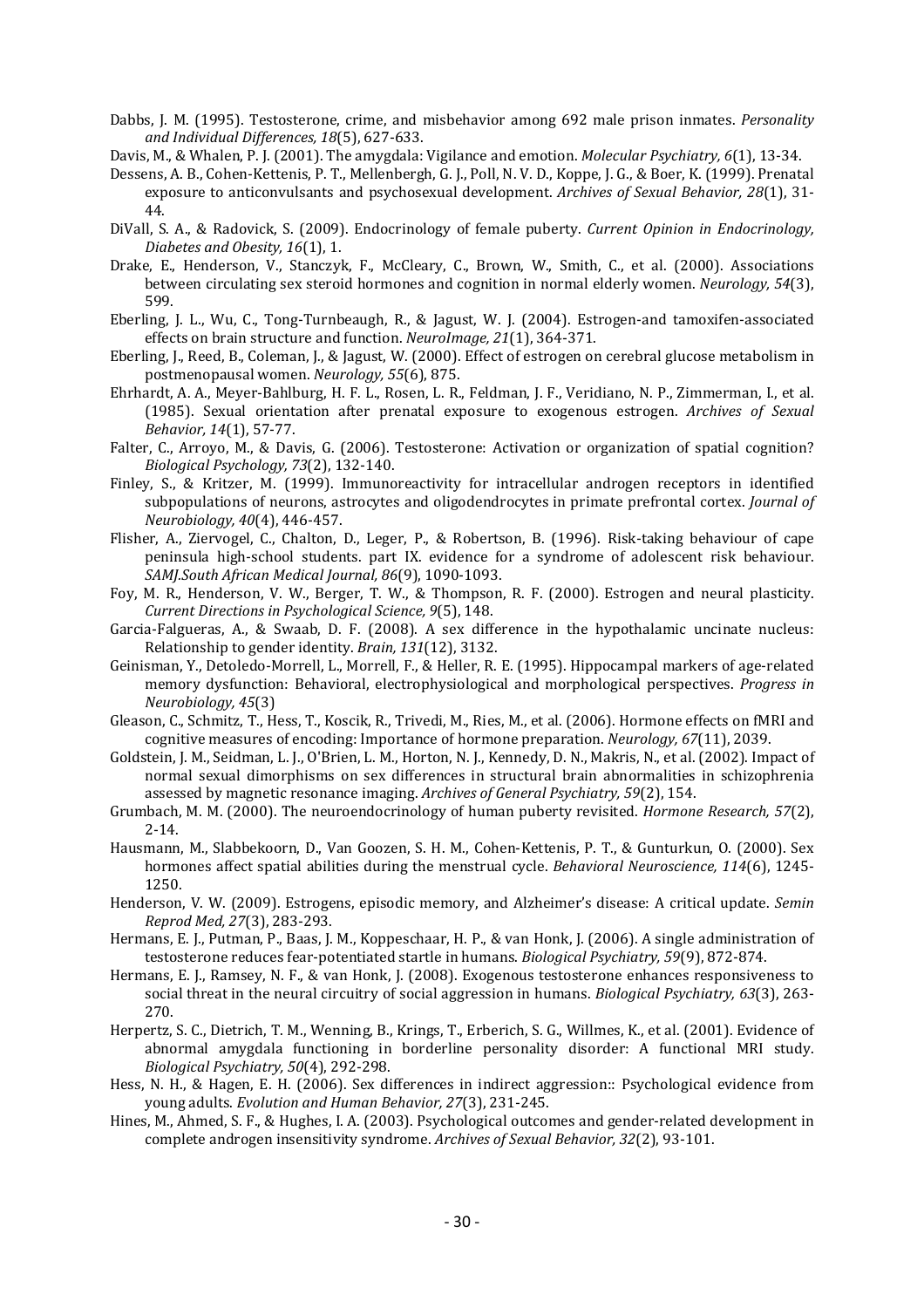Dabbs, J. M. (1995). Testosterone, crime, and misbehavior among 692 male prison inmates. *Personality and Individual Differences, 18*(5), 627-633.

Davis, M., & Whalen, P. J. (2001). The amygdala: Vigilance and emotion. *Molecular Psychiatry, 6*(1), 13-34.

Dessens, A. B., Cohen-Kettenis, P. T., Mellenbergh, G. J., Poll, N. V. D., Koppe, J. G., & Boer, K. (1999). Prenatal exposure to anticonvulsants and psychosexual development. *Archives of Sexual Behavior, 28*(1), 31-44.

DiVall, S. A., & Radovick, S. (2009). Endocrinology of female puberty. *Current Opinion in Endocrinology, Diabetes and Obesity, 16*(1), 1.

Drake, E., Henderson, V., Stanczyk, F., McCleary, C., Brown, W., Smith, C., et al. (2000). Associations between circulating sex steroid hormones and cognition in normal elderly women. *Neurology, 54*(3), 599.

Eberling, J. L., Wu, C., Tong-Turnbeaugh, R., & Jagust, W. J. (2004). Estrogen-and tamoxifen-associated effects on brain structure and function. *NeuroImage, 21*(1), 364-371.

Eberling, J., Reed, B., Coleman, J., & Jagust, W. (2000). Effect of estrogen on cerebral glucose metabolism in postmenopausal women. *Neurology, 55*(6), 875.

Ehrhardt, A. A., Meyer-Bahlburg, H. F. L., Rosen, L. R., Feldman, J. F., Veridiano, N. P., Zimmerman, I., et al. (1985). Sexual orientation after prenatal exposure to exogenous estrogen. *Archives of Sexual Behavior, 14*(1), 57-77.

Falter, C., Arroyo, M., & Davis, G. (2006). Testosterone: Activation or organization of spatial cognition? *Biological Psychology, 73*(2), 132-140.

Finley, S., & Kritzer, M. (1999). Immunoreactivity for intracellular androgen receptors in identified subpopulations of neurons, astrocytes and oligodendrocytes in primate prefrontal cortex. *Journal of Neurobiology, 40*(4), 446-457.

Flisher, A., Ziervogel, C., Chalton, D., Leger, P., & Robertson, B. (1996). Risk-taking behaviour of cape peninsula high-school students. part IX. evidence for a syndrome of adolescent risk behaviour. *SAMJ.South African Medical Journal, 86*(9), 1090-1093.

Foy, M. R., Henderson, V. W., Berger, T. W., & Thompson, R. F. (2000). Estrogen and neural plasticity. *Current Directions in Psychological Science, 9*(5), 148.

Garcia-Falgueras, A., & Swaab, D. F. (2008). A sex difference in the hypothalamic uncinate nucleus: Relationship to gender identity. *Brain, 131*(12), 3132.

Geinisman, Y., Detoledo-Morrell, L., Morrell, F., & Heller, R. E. (1995). Hippocampal markers of age-related memory dysfunction: Behavioral, electrophysiological and morphological perspectives. *Progress in Neurobiology, 45*(3)

Gleason, C., Schmitz, T., Hess, T., Koscik, R., Trivedi, M., Ries, M., et al. (2006). Hormone effects on fMRI and cognitive measures of encoding: Importance of hormone preparation. *Neurology, 67*(11), 2039.

Goldstein, J. M., Seidman, L. J., O'Brien, L. M., Horton, N. J., Kennedy, D. N., Makris, N., et al. (2002). Impact of normal sexual dimorphisms on sex differences in structural brain abnormalities in schizophrenia assessed by magnetic resonance imaging. *Archives of General Psychiatry, 59*(2), 154.

Grumbach, M. M. (2000). The neuroendocrinology of human puberty revisited. *Hormone Research, 57*(2), 2-14.

Hausmann, M., Slabbekoorn, D., Van Goozen, S. H. M., Cohen-Kettenis, P. T., & Gunturkun, O. (2000). Sex hormones affect spatial abilities during the menstrual cycle. *Behavioral Neuroscience, 114*(6), 1245-1250.

Henderson, V. W. (2009). Estrogens, episodic memory, and Alzheimer's disease: A critical update. *Semin Reprod Med, 27*(3), 283-293.

Hermans, E. J., Putman, P., Baas, J. M., Koppeschaar, H. P., & van Honk, J. (2006). A single administration of testosterone reduces fear-potentiated startle in humans. *Biological Psychiatry, 59*(9), 872-874.

Hermans, E. J., Ramsey, N. F., & van Honk, J. (2008). Exogenous testosterone enhances responsiveness to social threat in the neural circuitry of social aggression in humans. *Biological Psychiatry, 63*(3), 263-270.

Herpertz, S. C., Dietrich, T. M., Wenning, B., Krings, T., Erberich, S. G., Willmes, K., et al. (2001). Evidence of abnormal amygdala functioning in borderline personality disorder: A functional MRI study. *Biological Psychiatry, 50*(4), 292-298.

Hess, N. H., & Hagen, E. H. (2006). Sex differences in indirect aggression:: Psychological evidence from young adults. *Evolution and Human Behavior, 27*(3), 231-245.

Hines, M., Ahmed, S. F., & Hughes, I. A. (2003). Psychological outcomes and gender-related development in complete androgen insensitivity syndrome. *Archives of Sexual Behavior, 32*(2), 93-101.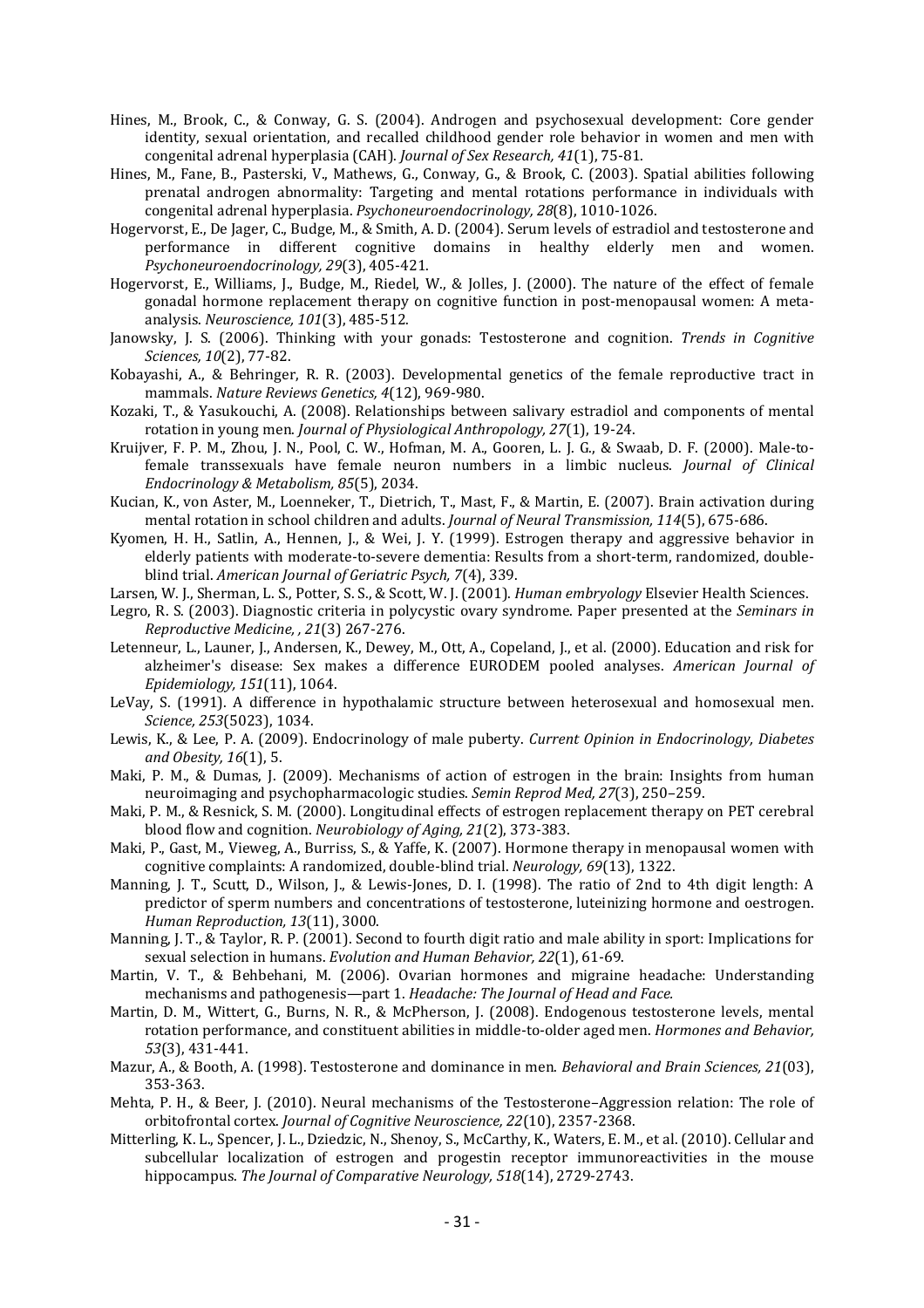Hines, M., Brook, C., & Conway, G. S. (2004). Androgen and psychosexual development: Core gender identity, sexual orientation, and recalled childhood gender role behavior in women and men with congenital adrenal hyperplasia (CAH). *Journal of Sex Research, 41*(1), 75-81.

Hines, M., Fane, B., Pasterski, V., Mathews, G., Conway, G., & Brook, C. (2003). Spatial abilities following prenatal androgen abnormality: Targeting and mental rotations performance in individuals with congenital adrenal hyperplasia. *Psychoneuroendocrinology, 28*(8), 1010-1026.

Hogervorst, E., De Jager, C., Budge, M., & Smith, A. D. (2004). Serum levels of estradiol and testosterone and performance in different cognitive domains in healthy elderly men and women. *Psychoneuroendocrinology, 29*(3), 405-421.

Hogervorst, E., Williams, J., Budge, M., Riedel, W., & Jolles, J. (2000). The nature of the effect of female gonadal hormone replacement therapy on cognitive function in post-menopausal women: A meta-analysis. *Neuroscience, 101*(3), 485-512.

Janowsky, J. S. (2006). Thinking with your gonads: Testosterone and cognition. *Trends in Cognitive Sciences, 10*(2), 77-82.

Kobayashi, A., & Behringer, R. R. (2003). Developmental genetics of the female reproductive tract in mammals. *Nature Reviews Genetics, 4*(12), 969-980.

Kozaki, T., & Yasukouchi, A. (2008). Relationships between salivary estradiol and components of mental rotation in young men. *Journal of Physiological Anthropology, 27*(1), 19-24.

Kruijver, F. P. M., Zhou, J. N., Pool, C. W., Hofman, M. A., Gooren, L. J. G., & Swaab, D. F. (2000). Male-to-female transsexuals have female neuron numbers in a limbic nucleus. *Journal of Clinical Endocrinology & Metabolism, 85*(5), 2034.

Kucian, K., von Aster, M., Loenneker, T., Dietrich, T., Mast, F., & Martin, E. (2007). Brain activation during mental rotation in school children and adults. *Journal of Neural Transmission, 114*(5), 675-686.

Kyomen, H. H., Satlin, A., Hennen, J., & Wei, J. Y. (1999). Estrogen therapy and aggressive behavior in elderly patients with moderate-to-severe dementia: Results from a short-term, randomized, double-blind trial. *American Journal of Geriatric Psych, 7*(4), 339.

Larsen, W. J., Sherman, L. S., Potter, S. S., & Scott, W. J. (2001). *Human embryology* Elsevier Health Sciences.

Legro, R. S. (2003). Diagnostic criteria in polycystic ovary syndrome. Paper presented at the *Seminars in Reproductive Medicine, , 21*(3) 267-276.

Letenneur, L., Launer, J., Andersen, K., Dewey, M., Ott, A., Copeland, J., et al. (2000). Education and risk for alzheimer's disease: Sex makes a difference EURODEM pooled analyses. *American Journal of Epidemiology, 151*(11), 1064.

LeVay, S. (1991). A difference in hypothalamic structure between heterosexual and homosexual men. *Science, 253*(5023), 1034.

Lewis, K., & Lee, P. A. (2009). Endocrinology of male puberty. *Current Opinion in Endocrinology, Diabetes and Obesity, 16*(1), 5.

Maki, P. M., & Dumas, J. (2009). Mechanisms of action of estrogen in the brain: Insights from human neuroimaging and psychopharmacologic studies. *Semin Reprod Med, 27*(3), 250–259.

Maki, P. M., & Resnick, S. M. (2000). Longitudinal effects of estrogen replacement therapy on PET cerebral blood flow and cognition. *Neurobiology of Aging, 21*(2), 373-383.

Maki, P., Gast, M., Vieweg, A., Burriss, S., & Yaffe, K. (2007). Hormone therapy in menopausal women with cognitive complaints: A randomized, double-blind trial. *Neurology, 69*(13), 1322.

Manning, J. T., Scutt, D., Wilson, J., & Lewis-Jones, D. I. (1998). The ratio of 2nd to 4th digit length: A predictor of sperm numbers and concentrations of testosterone, luteinizing hormone and oestrogen. *Human Reproduction, 13*(11), 3000.

Manning, J. T., & Taylor, R. P. (2001). Second to fourth digit ratio and male ability in sport: Implications for sexual selection in humans. *Evolution and Human Behavior, 22*(1), 61-69.

Martin, V. T., & Behbehani, M. (2006). Ovarian hormones and migraine headache: Understanding mechanisms and pathogenesis—part 1. *Headache: The Journal of Head and Face.*

Martin, D. M., Wittert, G., Burns, N. R., & McPherson, J. (2008). Endogenous testosterone levels, mental rotation performance, and constituent abilities in middle-to-older aged men. *Hormones and Behavior, 53*(3), 431-441.

Mazur, A., & Booth, A. (1998). Testosterone and dominance in men. *Behavioral and Brain Sciences, 21*(03), 353-363.

Mehta, P. H., & Beer, J. (2010). Neural mechanisms of the Testosterone–Aggression relation: The role of orbitofrontal cortex. *Journal of Cognitive Neuroscience, 22*(10), 2357-2368.

Mitterling, K. L., Spencer, J. L., Dziedzic, N., Shenoy, S., McCarthy, K., Waters, E. M., et al. (2010). Cellular and subcellular localization of estrogen and progestin receptor immunoreactivities in the mouse hippocampus. *The Journal of Comparative Neurology, 518*(14), 2729-2743.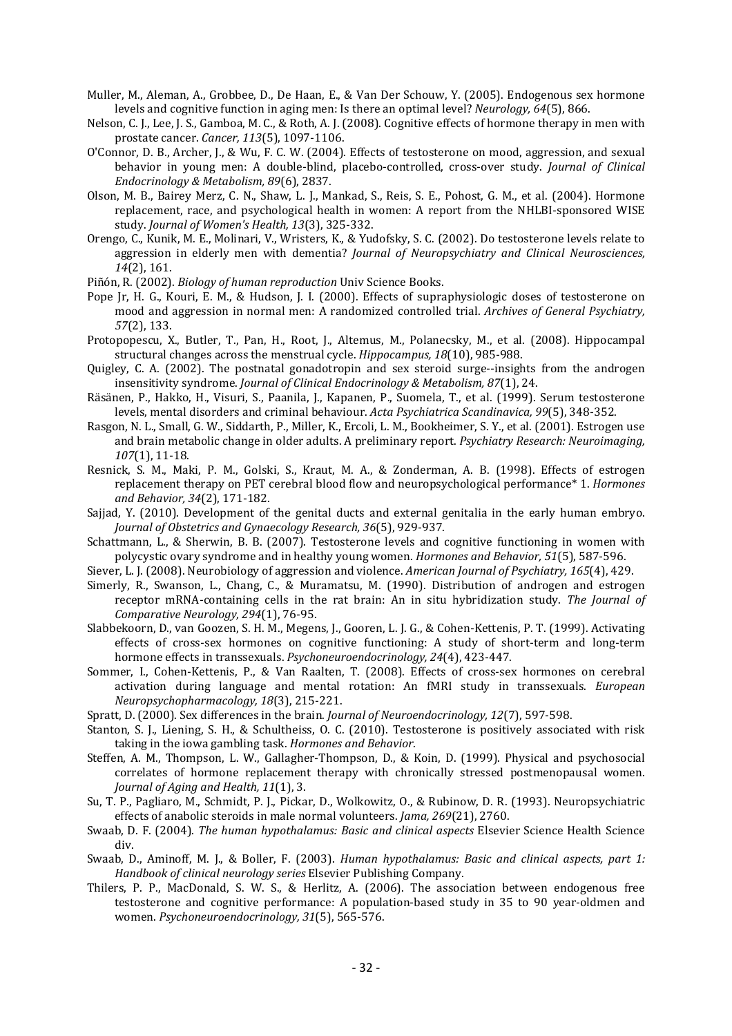Muller, M., Aleman, A., Grobbee, D., De Haan, E., & Van Der Schouw, Y. (2005). Endogenous sex hormone levels and cognitive function in aging men: Is there an optimal level? *Neurology, 64*(5), 866.

Nelson, C. J., Lee, J. S., Gamboa, M. C., & Roth, A. J. (2008). Cognitive effects of hormone therapy in men with prostate cancer. *Cancer, 113*(5), 1097-1106.

O'Connor, D. B., Archer, J., & Wu, F. C. W. (2004). Effects of testosterone on mood, aggression, and sexual behavior in young men: A double-blind, placebo-controlled, cross-over study. *Journal of Clinical Endocrinology & Metabolism, 89*(6), 2837.

Olson, M. B., Bairey Merz, C. N., Shaw, L. J., Mankad, S., Reis, S. E., Pohost, G. M., et al. (2004). Hormone replacement, race, and psychological health in women: A report from the NHLBI-sponsored WISE study. *Journal of Women's Health, 13*(3), 325-332.

Orengo, C., Kunik, M. E., Molinari, V., Wristers, K., & Yudofsky, S. C. (2002). Do testosterone levels relate to aggression in elderly men with dementia? *Journal of Neuropsychiatry and Clinical Neurosciences, 14*(2), 161.

Piñón, R. (2002). *Biology of human reproduction* Univ Science Books.

Pope Jr, H. G., Kouri, E. M., & Hudson, J. I. (2000). Effects of supraphysiologic doses of testosterone on mood and aggression in normal men: A randomized controlled trial. *Archives of General Psychiatry, 57*(2), 133.

Protopopescu, X., Butler, T., Pan, H., Root, J., Altemus, M., Polanecsky, M., et al. (2008). Hippocampal structural changes across the menstrual cycle. *Hippocampus, 18*(10), 985-988.

Quigley, C. A. (2002). The postnatal gonadotropin and sex steroid surge--insights from the androgen insensitivity syndrome. *Journal of Clinical Endocrinology & Metabolism, 87*(1), 24.

Räsänen, P., Hakko, H., Visuri, S., Paanila, J., Kapanen, P., Suomela, T., et al. (1999). Serum testosterone levels, mental disorders and criminal behaviour. *Acta Psychiatrica Scandinavica, 99*(5), 348-352.

Rasgon, N. L., Small, G. W., Siddarth, P., Miller, K., Ercoli, L. M., Bookheimer, S. Y., et al. (2001). Estrogen use and brain metabolic change in older adults. A preliminary report. *Psychiatry Research: Neuroimaging, 107*(1), 11-18.

Resnick, S. M., Maki, P. M., Golski, S., Kraut, M. A., & Zonderman, A. B. (1998). Effects of estrogen replacement therapy on PET cerebral blood flow and neuropsychological performance* 1. *Hormones and Behavior, 34*(2), 171-182.

Sajjad, Y. (2010). Development of the genital ducts and external genitalia in the early human embryo. *Journal of Obstetrics and Gynaecology Research, 36*(5), 929-937.

Schattmann, L., & Sherwin, B. B. (2007). Testosterone levels and cognitive functioning in women with polycystic ovary syndrome and in healthy young women. *Hormones and Behavior, 51*(5), 587-596.

Siever, L. J. (2008). Neurobiology of aggression and violence. *American Journal of Psychiatry, 165*(4), 429.

Simerly, R., Swanson, L., Chang, C., & Muramatsu, M. (1990). Distribution of androgen and estrogen receptor mRNA-containing cells in the rat brain: An in situ hybridization study. *The Journal of Comparative Neurology, 294*(1), 76-95.

Slabbekoorn, D., van Goozen, S. H. M., Megens, J., Gooren, L. J. G., & Cohen-Kettenis, P. T. (1999). Activating effects of cross-sex hormones on cognitive functioning: A study of short-term and long-term hormone effects in transsexuals. *Psychoneuroendocrinology, 24*(4), 423-447.

Sommer, I., Cohen-Kettenis, P., & Van Raalten, T. (2008). Effects of cross-sex hormones on cerebral activation during language and mental rotation: An fMRI study in transsexuals. *European Neuropsychopharmacology, 18*(3), 215-221.

Spratt, D. (2000). Sex differences in the brain. *Journal of Neuroendocrinology, 12*(7), 597-598.

Stanton, S. J., Liening, S. H., & Schultheiss, O. C. (2010). Testosterone is positively associated with risk taking in the iowa gambling task. *Hormones and Behavior.*

Steffen, A. M., Thompson, L. W., Gallagher-Thompson, D., & Koin, D. (1999). Physical and psychosocial correlates of hormone replacement therapy with chronically stressed postmenopausal women. *Journal of Aging and Health, 11*(1), 3.

Su, T. P., Pagliaro, M., Schmidt, P. J., Pickar, D., Wolkowitz, O., & Rubinow, D. R. (1993). Neuropsychiatric effects of anabolic steroids in male normal volunteers. *Jama, 269*(21), 2760.

Swaab, D. F. (2004). *The human hypothalamus: Basic and clinical aspects* Elsevier Science Health Science div.

Swaab, D., Aminoff, M. J., & Boller, F. (2003). *Human hypothalamus: Basic and clinical aspects, part 1: Handbook of clinical neurology series* Elsevier Publishing Company.

Thilers, P. P., MacDonald, S. W. S., & Herlitz, A. (2006). The association between endogenous free testosterone and cognitive performance: A population-based study in 35 to 90 year-oldmen and women. *Psychoneuroendocrinology, 31*(5), 565-576.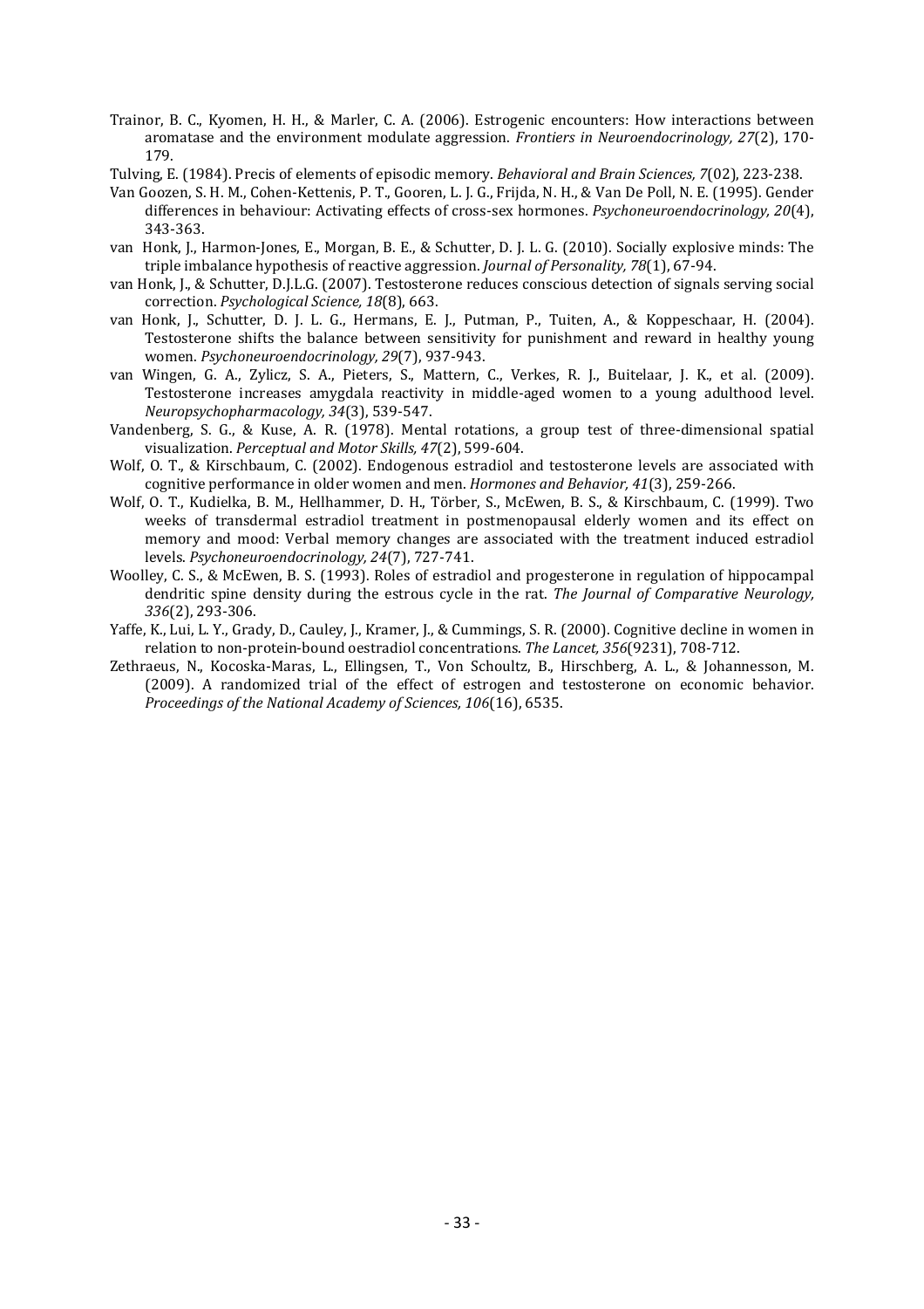Trainor, B. C., Kyomen, H. H., & Marler, C. A. (2006). Estrogenic encounters: How interactions between aromatase and the environment modulate aggression. *Frontiers in Neuroendocrinology, 27*(2), 170-179.

Tulving, E. (1984). Precis of elements of episodic memory. *Behavioral and Brain Sciences, 7*(02), 223-238.

Van Goozen, S. H. M., Cohen-Kettenis, P. T., Gooren, L. J. G., Frijda, N. H., & Van De Poll, N. E. (1995). Gender differences in behaviour: Activating effects of cross-sex hormones. *Psychoneuroendocrinology, 20*(4), 343-363.

van Honk, J., Harmon-Jones, E., Morgan, B. E., & Schutter, D. J. L. G. (2010). Socially explosive minds: The triple imbalance hypothesis of reactive aggression. *Journal of Personality, 78*(1), 67-94.

van Honk, J., & Schutter, D.J.L.G. (2007). Testosterone reduces conscious detection of signals serving social correction. *Psychological Science, 18*(8), 663.

van Honk, J., Schutter, D. J. L. G., Hermans, E. J., Putman, P., Tuiten, A., & Koppeschaar, H. (2004). Testosterone shifts the balance between sensitivity for punishment and reward in healthy young women. *Psychoneuroendocrinology, 29*(7), 937-943.

van Wingen, G. A., Zylicz, S. A., Pieters, S., Mattern, C., Verkes, R. J., Buitelaar, J. K., et al. (2009). Testosterone increases amygdala reactivity in middle-aged women to a young adulthood level. *Neuropsychopharmacology, 34*(3), 539-547.

Vandenberg, S. G., & Kuse, A. R. (1978). Mental rotations, a group test of three-dimensional spatial visualization. *Perceptual and Motor Skills, 47*(2), 599-604.

Wolf, O. T., & Kirschbaum, C. (2002). Endogenous estradiol and testosterone levels are associated with cognitive performance in older women and men. *Hormones and Behavior, 41*(3), 259-266.

Wolf, O. T., Kudielka, B. M., Hellhammer, D. H., Törber, S., McEwen, B. S., & Kirschbaum, C. (1999). Two weeks of transdermal estradiol treatment in postmenopausal elderly women and its effect on memory and mood: Verbal memory changes are associated with the treatment induced estradiol levels. *Psychoneuroendocrinology, 24*(7), 727-741.

Woolley, C. S., & McEwen, B. S. (1993). Roles of estradiol and progesterone in regulation of hippocampal dendritic spine density during the estrous cycle in the rat. *The Journal of Comparative Neurology, 336*(2), 293-306.

Yaffe, K., Lui, L. Y., Grady, D., Cauley, J., Kramer, J., & Cummings, S. R. (2000). Cognitive decline in women in relation to non-protein-bound oestradiol concentrations. *The Lancet, 356*(9231), 708-712.

Zethraeus, N., Kocoska-Maras, L., Ellingsen, T., Von Schoultz, B., Hirschberg, A. L., & Johannesson, M. (2009). A randomized trial of the effect of estrogen and testosterone on economic behavior. *Proceedings of the National Academy of Sciences, 106*(16), 6535.